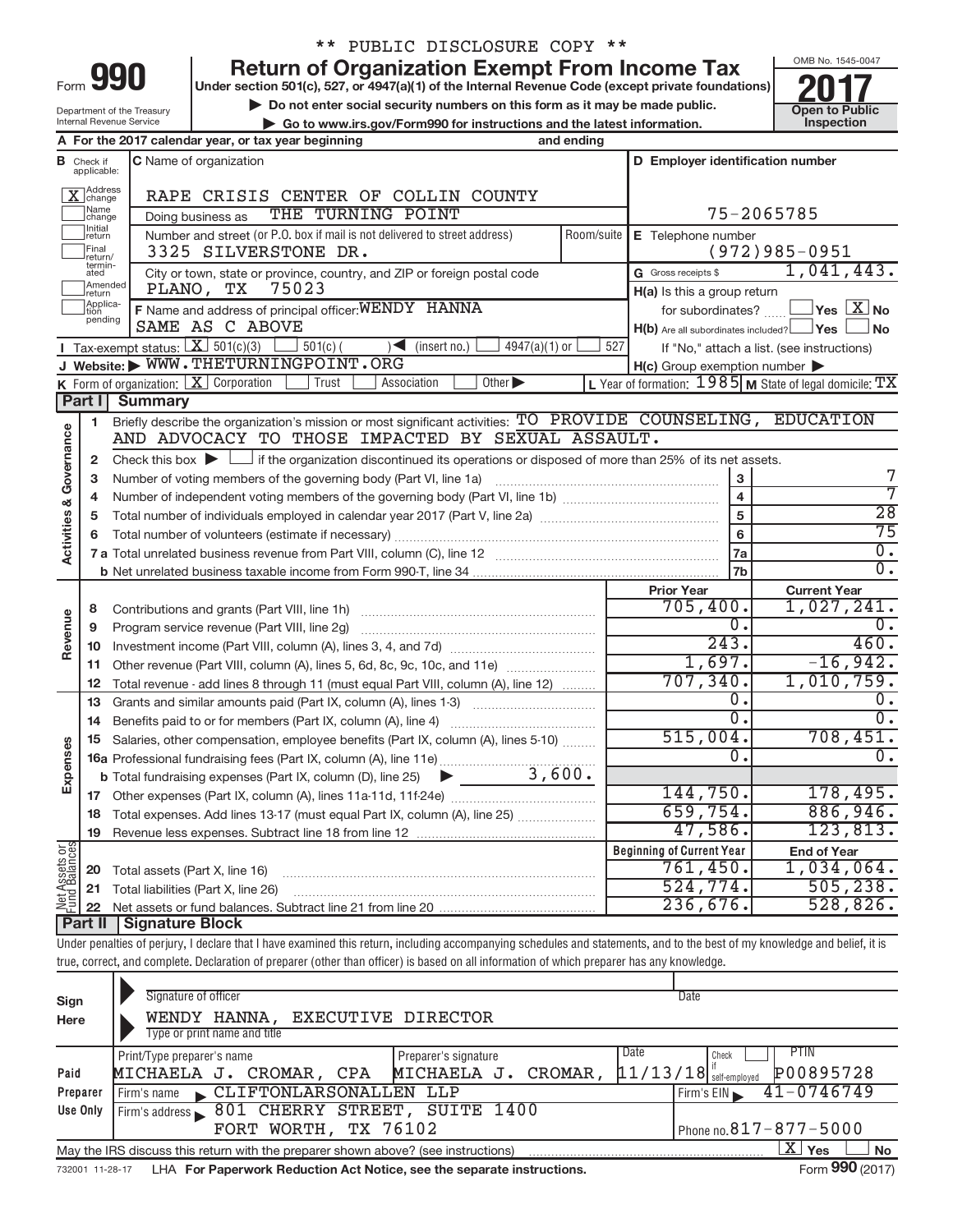** PUBLIC DISCLOSURE COPY **

# Form 990 — Return of Organization Exempt From Income Tax

Under section 501(c), 527, or 4947(a)(1) of the Internal Revenue Code (except private foundations)

▶ Do not enter social security numbers on this form as it may be made public.

▶ Go to www.irs.gov/Form990 for instructions and the latest information.

Department of the Treasury
Internal Revenue Service

OMB No. 1545-0047

**2017**

**Open to Public Inspection**

**A** For the 2017 calendar year, or tax year beginning and ending

**B** Check if applicable:
- [X] Address change
- [ ] Name change
- [ ] Initial return
- [ ] Final return/terminated
- [ ] Amended return
- [ ] Application pending

**C** Name of organization: RAPE CRISIS CENTER OF COLLIN COUNTY

Doing business as: THE TURNING POINT

Number and street (or P.O. box if mail is not delivered to street address): 3325 SILVERSTONE DR. Room/suite:

City or town, state or province, country, and ZIP or foreign postal code: PLANO, TX 75023

**D** Employer identification number: 75-2065785

**E** Telephone number: (972)985-0951

**G** Gross receipts $ 1,041,443.

**F** Name and address of principal officer: WENDY HANNA, SAME AS C ABOVE

**H(a)** Is this a group return for subordinates? [ ] Yes [X] No

**H(b)** Are all subordinates included? [ ] Yes [ ] No
If "No," attach a list. (see instructions)

**H(c)** Group exemption number ▶

**I** Tax-exempt status: [X] 501(c)(3) [ ] 501(c) ( ) ◀ (insert no.) [ ] 4947(a)(1) or [ ] 527

**J** Website: ▶ WWW.THETURNINGPOINT.ORG

**K** Form of organization: [X] Corporation [ ] Trust [ ] Association [ ] Other ▶

**L** Year of formation: 1985 **M** State of legal domicile: TX

## Part I Summary

**Activities & Governance**

1 Briefly describe the organization's mission or most significant activities: TO PROVIDE COUNSELING, EDUCATION AND ADVOCACY TO THOSE IMPACTED BY SEXUAL ASSAULT.

2 Check this box ▶ [ ] if the organization discontinued its operations or disposed of more than 25% of its net assets.

| | | | |
|---|---|---|---|
| 3 | Number of voting members of the governing body (Part VI, line 1a) | 3 | 7 |
| 4 | Number of independent voting members of the governing body (Part VI, line 1b) | 4 | 7 |
| 5 | Total number of individuals employed in calendar year 2017 (Part V, line 2a) | 5 | 28 |
| 6 | Total number of volunteers (estimate if necessary) | 6 | 75 |
| 7a | Total unrelated business revenue from Part VIII, column (C), line 12 | 7a | 0. |
| b | Net unrelated business taxable income from Form 990-T, line 34 | 7b | 0. |

| | | | Prior Year | Current Year |
|---|---|---|---|---|
| **Revenue** | 8 | Contributions and grants (Part VIII, line 1h) | 705,400. | 1,027,241. |
| | 9 | Program service revenue (Part VIII, line 2g) | 0. | 0. |
| | 10 | Investment income (Part VIII, column (A), lines 3, 4, and 7d) | 243. | 460. |
| | 11 | Other revenue (Part VIII, column (A), lines 5, 6d, 8c, 9c, 10c, and 11e) | 1,697. | -16,942. |
| | 12 | Total revenue - add lines 8 through 11 (must equal Part VIII, column (A), line 12) | 707,340. | 1,010,759. |
| **Expenses** | 13 | Grants and similar amounts paid (Part IX, column (A), lines 1-3) | 0. | 0. |
| | 14 | Benefits paid to or for members (Part IX, column (A), line 4) | 0. | 0. |
| | 15 | Salaries, other compensation, employee benefits (Part IX, column (A), lines 5-10) | 515,004. | 708,451. |
| | 16a | Professional fundraising fees (Part IX, column (A), line 11e) | 0. | 0. |
| | b | Total fundraising expenses (Part IX, column (D), line 25) ▶ 3,600. | | |
| | 17 | Other expenses (Part IX, column (A), lines 11a-11d, 11f-24e) | 144,750. | 178,495. |
| | 18 | Total expenses. Add lines 13-17 (must equal Part IX, column (A), line 25) | 659,754. | 886,946. |
| | 19 | Revenue less expenses. Subtract line 18 from line 12 | 47,586. | 123,813. |

| | | | Beginning of Current Year | End of Year |
|---|---|---|---|---|
| **Net Assets or Fund Balances** | 20 | Total assets (Part X, line 16) | 761,450. | 1,034,064. |
| | 21 | Total liabilities (Part X, line 26) | 524,774. | 505,238. |
| | 22 | Net assets or fund balances. Subtract line 21 from line 20 | 236,676. | 528,826. |

## Part II Signature Block

Under penalties of perjury, I declare that I have examined this return, including accompanying schedules and statements, and to the best of my knowledge and belief, it is true, correct, and complete. Declaration of preparer (other than officer) is based on all information of which preparer has any knowledge.

**Sign Here**

Signature of officer — Date

WENDY HANNA, EXECUTIVE DIRECTOR
Type or print name and title

**Paid Preparer Use Only**

| Print/Type preparer's name | Preparer's signature | Date | Check if self-employed | PTIN |
|---|---|---|---|---|
| MICHAELA J. CROMAR, CPA | MICHAELA J. CROMAR, | 11/13/18 | [ ] | P00895728 |

Firm's name ▶ CLIFTONLARSONALLEN LLP — Firm's EIN ▶ 41-0746749

Firm's address ▶ 801 CHERRY STREET, SUITE 1400, FORT WORTH, TX 76102 — Phone no. 817-877-5000

May the IRS discuss this return with the preparer shown above? (see instructions) [X] Yes [ ] No

732001 11-28-17 LHA For Paperwork Reduction Act Notice, see the separate instructions. Form 990 (2017)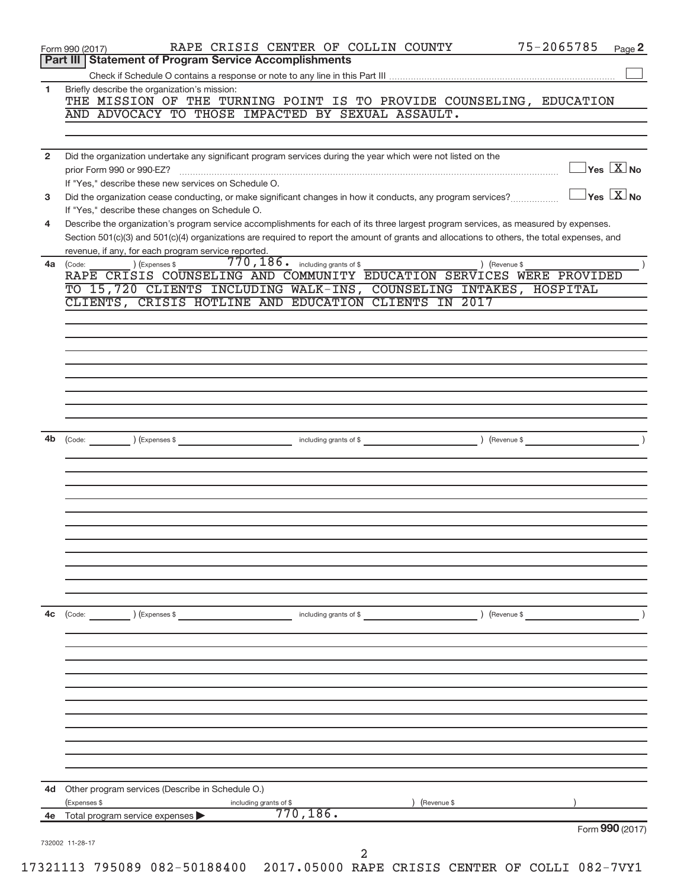Form 990 (2017) RAPE CRISIS CENTER OF COLLIN COUNTY 75-2065785 Page 2

**Part III | Statement of Program Service Accomplishments**

Check if Schedule O contains a response or note to any line in this Part III ☐

**1** Briefly describe the organization's mission:

THE MISSION OF THE TURNING POINT IS TO PROVIDE COUNSELING, EDUCATION AND ADVOCACY TO THOSE IMPACTED BY SEXUAL ASSAULT.

**2** Did the organization undertake any significant program services during the year which were not listed on the prior Form 990 or 990-EZ? ☐ Yes ☒ No

If "Yes," describe these new services on Schedule O.

**3** Did the organization cease conducting, or make significant changes in how it conducts, any program services? ☐ Yes ☒ No

If "Yes," describe these changes on Schedule O.

**4** Describe the organization's program service accomplishments for each of its three largest program services, as measured by expenses. Section 501(c)(3) and 501(c)(4) organizations are required to report the amount of grants and allocations to others, the total expenses, and revenue, if any, for each program service reported.

**4a** (Code: ) (Expenses $ 770,186. including grants of $ ) (Revenue $ )

RAPE CRISIS COUNSELING AND COMMUNITY EDUCATION SERVICES WERE PROVIDED TO 15,720 CLIENTS INCLUDING WALK-INS, COUNSELING INTAKES, HOSPITAL CLIENTS, CRISIS HOTLINE AND EDUCATION CLIENTS IN 2017

**4b** (Code: ) (Expenses $ including grants of $ ) (Revenue $ )

**4c** (Code: ) (Expenses $ including grants of $ ) (Revenue $ )

**4d** Other program services (Describe in Schedule O.)

(Expenses $ including grants of $ ) (Revenue $ )

**4e** Total program service expenses ▶ 770,186.

732002 11-28-17

Form **990** (2017)

17321113 795089 082-50188400 2017.05000 RAPE CRISIS CENTER OF COLLI 082-7VY1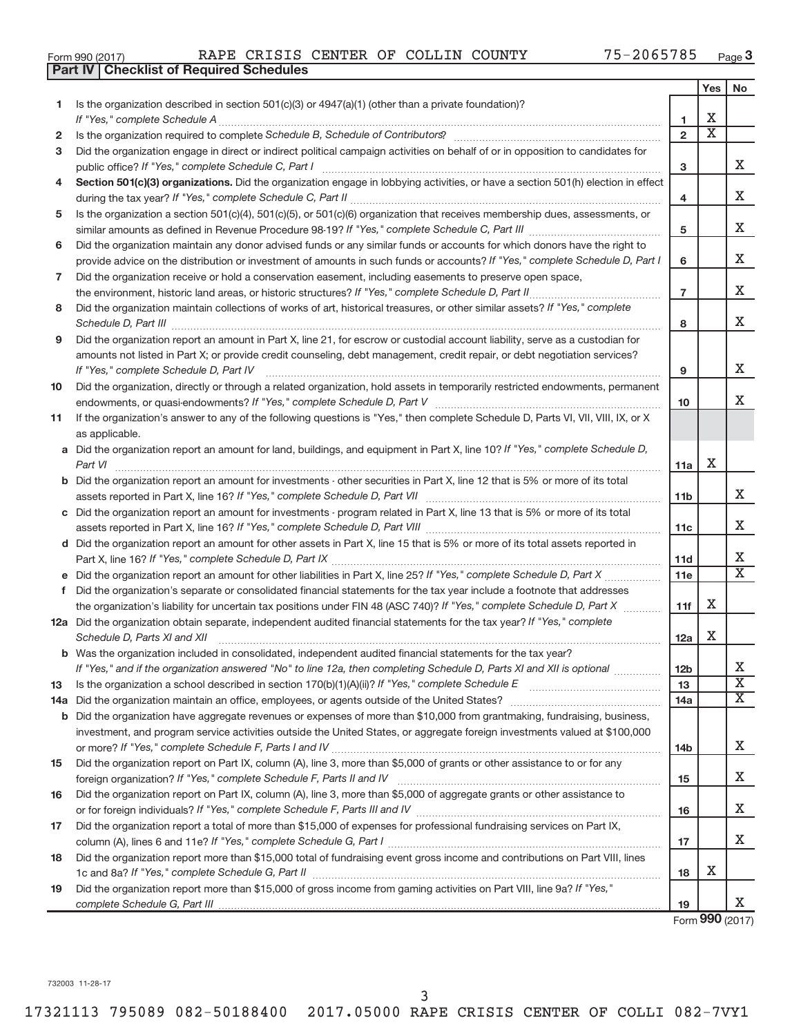Form 990 (2017) RAPE CRISIS CENTER OF COLLIN COUNTY 75-2065785 Page **3**

**Part IV | Checklist of Required Schedules**

| | | | Yes | No |
|---|---|---|---|---|
| **1** | Is the organization described in section 501(c)(3) or 4947(a)(1) (other than a private foundation)? *If "Yes," complete Schedule A* | **1** | X | |
| **2** | Is the organization required to complete *Schedule B, Schedule of Contributors*? | **2** | X | |
| **3** | Did the organization engage in direct or indirect political campaign activities on behalf of or in opposition to candidates for public office? *If "Yes," complete Schedule C, Part I* | **3** | | X |
| **4** | **Section 501(c)(3) organizations.** Did the organization engage in lobbying activities, or have a section 501(h) election in effect during the tax year? *If "Yes," complete Schedule C, Part II* | **4** | | X |
| **5** | Is the organization a section 501(c)(4), 501(c)(5), or 501(c)(6) organization that receives membership dues, assessments, or similar amounts as defined in Revenue Procedure 98-19? *If "Yes," complete Schedule C, Part III* | **5** | | X |
| **6** | Did the organization maintain any donor advised funds or any similar funds or accounts for which donors have the right to provide advice on the distribution or investment of amounts in such funds or accounts? *If "Yes," complete Schedule D, Part I* | **6** | | X |
| **7** | Did the organization receive or hold a conservation easement, including easements to preserve open space, the environment, historic land areas, or historic structures? *If "Yes," complete Schedule D, Part II* | **7** | | X |
| **8** | Did the organization maintain collections of works of art, historical treasures, or other similar assets? *If "Yes," complete Schedule D, Part III* | **8** | | X |
| **9** | Did the organization report an amount in Part X, line 21, for escrow or custodial account liability, serve as a custodian for amounts not listed in Part X; or provide credit counseling, debt management, credit repair, or debt negotiation services? *If "Yes," complete Schedule D, Part IV* | **9** | | X |
| **10** | Did the organization, directly or through a related organization, hold assets in temporarily restricted endowments, permanent endowments, or quasi-endowments? *If "Yes," complete Schedule D, Part V* | **10** | | X |
| **11** | If the organization's answer to any of the following questions is "Yes," then complete Schedule D, Parts VI, VII, VIII, IX, or X as applicable. | | | |
| **a** | Did the organization report an amount for land, buildings, and equipment in Part X, line 10? *If "Yes," complete Schedule D, Part VI* | **11a** | X | |
| **b** | Did the organization report an amount for investments - other securities in Part X, line 12 that is 5% or more of its total assets reported in Part X, line 16? *If "Yes," complete Schedule D, Part VII* | **11b** | | X |
| **c** | Did the organization report an amount for investments - program related in Part X, line 13 that is 5% or more of its total assets reported in Part X, line 16? *If "Yes," complete Schedule D, Part VIII* | **11c** | | X |
| **d** | Did the organization report an amount for other assets in Part X, line 15 that is 5% or more of its total assets reported in Part X, line 16? *If "Yes," complete Schedule D, Part IX* | **11d** | | X |
| **e** | Did the organization report an amount for other liabilities in Part X, line 25? *If "Yes," complete Schedule D, Part X* | **11e** | | X |
| **f** | Did the organization's separate or consolidated financial statements for the tax year include a footnote that addresses the organization's liability for uncertain tax positions under FIN 48 (ASC 740)? *If "Yes," complete Schedule D, Part X* | **11f** | X | |
| **12a** | Did the organization obtain separate, independent audited financial statements for the tax year? *If "Yes," complete Schedule D, Parts XI and XII* | **12a** | X | |
| **b** | Was the organization included in consolidated, independent audited financial statements for the tax year? *If "Yes," and if the organization answered "No" to line 12a, then completing Schedule D, Parts XI and XII is optional* | **12b** | | X |
| **13** | Is the organization a school described in section 170(b)(1)(A)(ii)? *If "Yes," complete Schedule E* | **13** | | X |
| **14a** | Did the organization maintain an office, employees, or agents outside of the United States? | **14a** | | X |
| **b** | Did the organization have aggregate revenues or expenses of more than $10,000 from grantmaking, fundraising, business, investment, and program service activities outside the United States, or aggregate foreign investments valued at $100,000 or more? *If "Yes," complete Schedule F, Parts I and IV* | **14b** | | X |
| **15** | Did the organization report on Part IX, column (A), line 3, more than $5,000 of grants or other assistance to or for any foreign organization? *If "Yes," complete Schedule F, Parts II and IV* | **15** | | X |
| **16** | Did the organization report on Part IX, column (A), line 3, more than $5,000 of aggregate grants or other assistance to or for foreign individuals? *If "Yes," complete Schedule F, Parts III and IV* | **16** | | X |
| **17** | Did the organization report a total of more than $15,000 of expenses for professional fundraising services on Part IX, column (A), lines 6 and 11e? *If "Yes," complete Schedule G, Part I* | **17** | | X |
| **18** | Did the organization report more than $15,000 total of fundraising event gross income and contributions on Part VIII, lines 1c and 8a? *If "Yes," complete Schedule G, Part II* | **18** | X | |
| **19** | Did the organization report more than $15,000 of gross income from gaming activities on Part VIII, line 9a? *If "Yes," complete Schedule G, Part III* | **19** | | X |

Form **990** (2017)

732003 11-28-17

17321113 795089 082-50188400 2017.05000 RAPE CRISIS CENTER OF COLLI 082-7VY1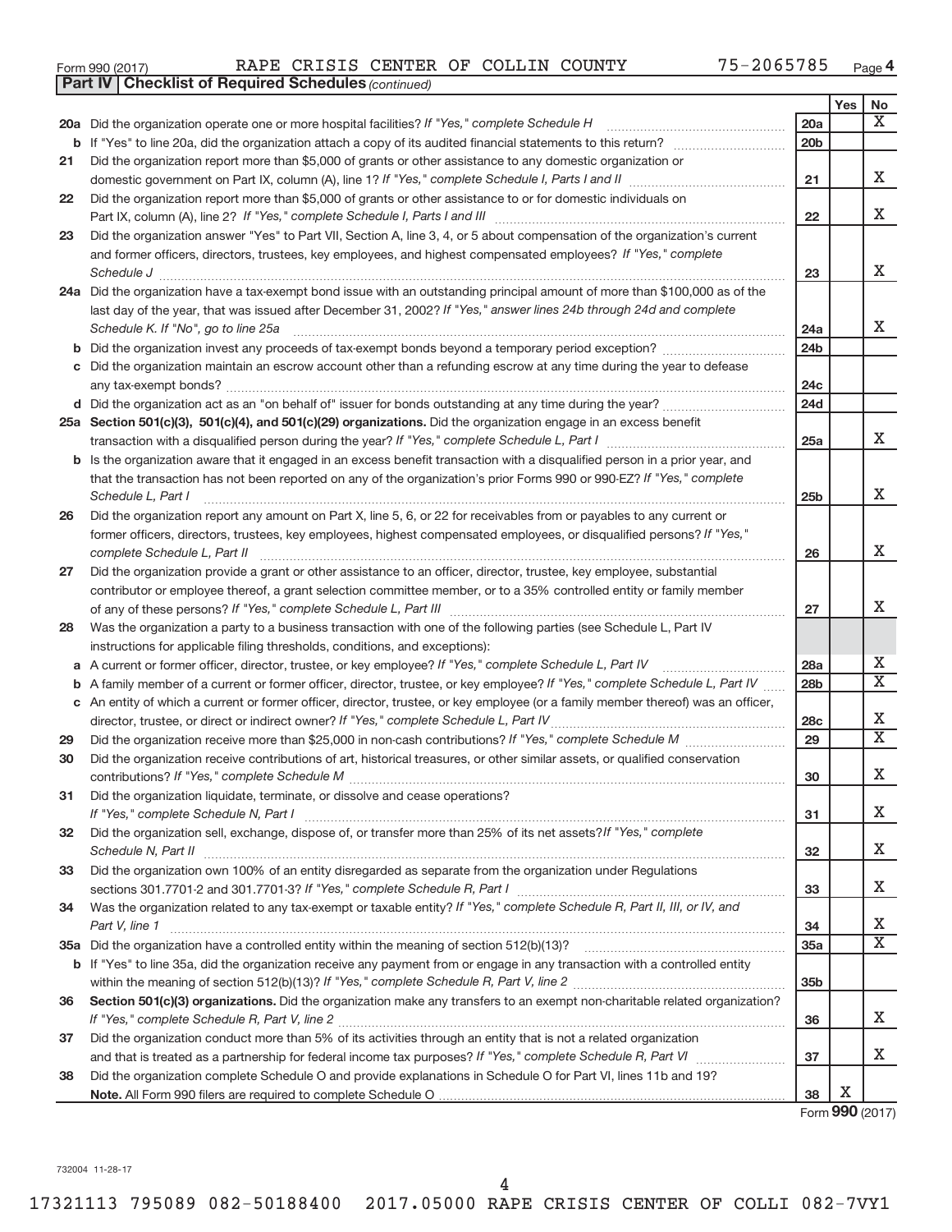Form 990 (2017) RAPE CRISIS CENTER OF COLLIN COUNTY 75-2065785 Page 4

**Part IV | Checklist of Required Schedules** *(continued)*

| | | | Yes | No |
|---|---|---|---|---|
| **20a** | Did the organization operate one or more hospital facilities? *If "Yes," complete Schedule H* | 20a | | X |
| **b** | If "Yes" to line 20a, did the organization attach a copy of its audited financial statements to this return? | 20b | | |
| **21** | Did the organization report more than $5,000 of grants or other assistance to any domestic organization or domestic government on Part IX, column (A), line 1? *If "Yes," complete Schedule I, Parts I and II* | 21 | | X |
| **22** | Did the organization report more than $5,000 of grants or other assistance to or for domestic individuals on Part IX, column (A), line 2? *If "Yes," complete Schedule I, Parts I and III* | 22 | | X |
| **23** | Did the organization answer "Yes" to Part VII, Section A, line 3, 4, or 5 about compensation of the organization's current and former officers, directors, trustees, key employees, and highest compensated employees? *If "Yes," complete Schedule J* | 23 | | X |
| **24a** | Did the organization have a tax-exempt bond issue with an outstanding principal amount of more than $100,000 as of the last day of the year, that was issued after December 31, 2002? *If "Yes," answer lines 24b through 24d and complete Schedule K. If "No", go to line 25a* | 24a | | X |
| **b** | Did the organization invest any proceeds of tax-exempt bonds beyond a temporary period exception? | 24b | | |
| **c** | Did the organization maintain an escrow account other than a refunding escrow at any time during the year to defease any tax-exempt bonds? | 24c | | |
| **d** | Did the organization act as an "on behalf of" issuer for bonds outstanding at any time during the year? | 24d | | |
| **25a** | **Section 501(c)(3), 501(c)(4), and 501(c)(29) organizations.** Did the organization engage in an excess benefit transaction with a disqualified person during the year? *If "Yes," complete Schedule L, Part I* | 25a | | X |
| **b** | Is the organization aware that it engaged in an excess benefit transaction with a disqualified person in a prior year, and that the transaction has not been reported on any of the organization's prior Forms 990 or 990-EZ? *If "Yes," complete Schedule L, Part I* | 25b | | X |
| **26** | Did the organization report any amount on Part X, line 5, 6, or 22 for receivables from or payables to any current or former officers, directors, trustees, key employees, highest compensated employees, or disqualified persons? *If "Yes," complete Schedule L, Part II* | 26 | | X |
| **27** | Did the organization provide a grant or other assistance to an officer, director, trustee, key employee, substantial contributor or employee thereof, a grant selection committee member, or to a 35% controlled entity or family member of any of these persons? *If "Yes," complete Schedule L, Part III* | 27 | | X |
| **28** | Was the organization a party to a business transaction with one of the following parties (see Schedule L, Part IV instructions for applicable filing thresholds, conditions, and exceptions): | | | |
| **a** | A current or former officer, director, trustee, or key employee? *If "Yes," complete Schedule L, Part IV* | 28a | | X |
| **b** | A family member of a current or former officer, director, trustee, or key employee? *If "Yes," complete Schedule L, Part IV* | 28b | | X |
| **c** | An entity of which a current or former officer, director, trustee, or key employee (or a family member thereof) was an officer, director, trustee, or direct or indirect owner? *If "Yes," complete Schedule L, Part IV* | 28c | | X |
| **29** | Did the organization receive more than $25,000 in non-cash contributions? *If "Yes," complete Schedule M* | 29 | | X |
| **30** | Did the organization receive contributions of art, historical treasures, or other similar assets, or qualified conservation contributions? *If "Yes," complete Schedule M* | 30 | | X |
| **31** | Did the organization liquidate, terminate, or dissolve and cease operations? *If "Yes," complete Schedule N, Part I* | 31 | | X |
| **32** | Did the organization sell, exchange, dispose of, or transfer more than 25% of its net assets? *If "Yes," complete Schedule N, Part II* | 32 | | X |
| **33** | Did the organization own 100% of an entity disregarded as separate from the organization under Regulations sections 301.7701-2 and 301.7701-3? *If "Yes," complete Schedule R, Part I* | 33 | | X |
| **34** | Was the organization related to any tax-exempt or taxable entity? *If "Yes," complete Schedule R, Part II, III, or IV, and Part V, line 1* | 34 | | X |
| **35a** | Did the organization have a controlled entity within the meaning of section 512(b)(13)? | 35a | | X |
| **b** | If "Yes" to line 35a, did the organization receive any payment from or engage in any transaction with a controlled entity within the meaning of section 512(b)(13)? *If "Yes," complete Schedule R, Part V, line 2* | 35b | | |
| **36** | **Section 501(c)(3) organizations.** Did the organization make any transfers to an exempt non-charitable related organization? *If "Yes," complete Schedule R, Part V, line 2* | 36 | | X |
| **37** | Did the organization conduct more than 5% of its activities through an entity that is not a related organization and that is treated as a partnership for federal income tax purposes? *If "Yes," complete Schedule R, Part VI* | 37 | | X |
| **38** | Did the organization complete Schedule O and provide explanations in Schedule O for Part VI, lines 11b and 19? **Note.** All Form 990 filers are required to complete Schedule O | 38 | X | |

Form **990** (2017)

732004 11-28-17

17321113 795089 082-50188400 2017.05000 RAPE CRISIS CENTER OF COLLI 082-7VY1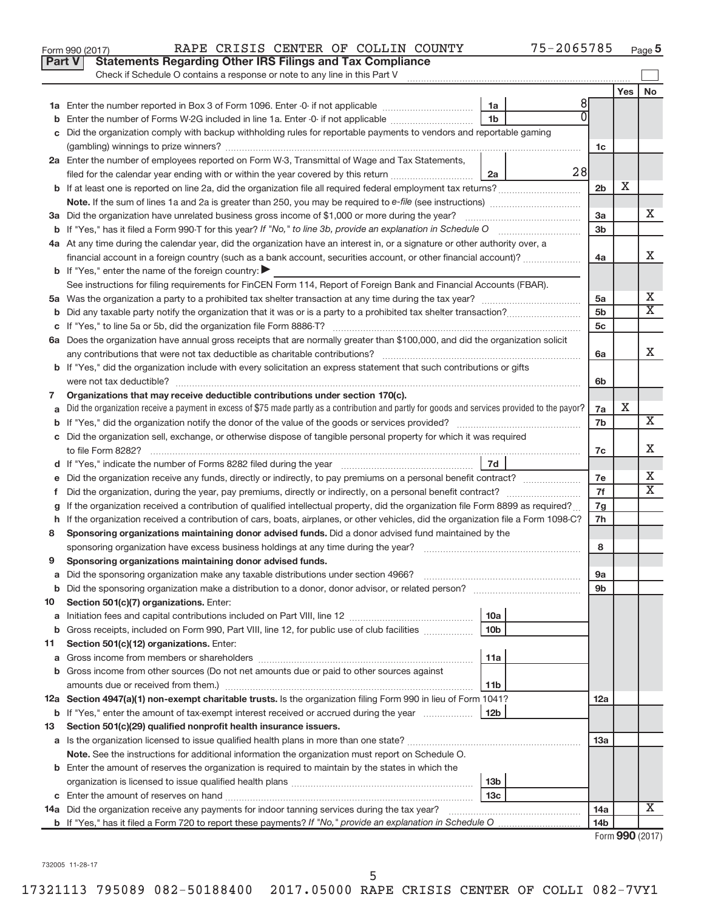Form 990 (2017) RAPE CRISIS CENTER OF COLLIN COUNTY 75-2065785 Page 5

## Part V Statements Regarding Other IRS Filings and Tax Compliance

Check if Schedule O contains a response or note to any line in this Part V

| | | | | | Yes | No |
|---|---|---|---|---|---|---|
| 1a | Enter the number reported in Box 3 of Form 1096. Enter -0- if not applicable | 1a | 8 | | | |
| b | Enter the number of Forms W-2G included in line 1a. Enter -0- if not applicable | 1b | 0 | | | |
| c | Did the organization comply with backup withholding rules for reportable payments to vendors and reportable gaming (gambling) winnings to prize winners? | | | 1c | | |
| 2a | Enter the number of employees reported on Form W-3, Transmittal of Wage and Tax Statements, filed for the calendar year ending with or within the year covered by this return | 2a | 28 | | | |
| b | If at least one is reported on line 2a, did the organization file all required federal employment tax returns? | | | 2b | X | |
| | **Note.** If the sum of lines 1a and 2a is greater than 250, you may be required to *e-file* (see instructions) | | | | | |
| 3a | Did the organization have unrelated business gross income of $1,000 or more during the year? | | | 3a | | X |
| b | If "Yes," has it filed a Form 990-T for this year? *If "No," to line 3b, provide an explanation in Schedule O* | | | 3b | | |
| 4a | At any time during the calendar year, did the organization have an interest in, or a signature or other authority over, a financial account in a foreign country (such as a bank account, securities account, or other financial account)? | | | 4a | | X |
| b | If "Yes," enter the name of the foreign country: ▶ | | | | | |
| | See instructions for filing requirements for FinCEN Form 114, Report of Foreign Bank and Financial Accounts (FBAR). | | | | | |
| 5a | Was the organization a party to a prohibited tax shelter transaction at any time during the tax year? | | | 5a | | X |
| b | Did any taxable party notify the organization that it was or is a party to a prohibited tax shelter transaction? | | | 5b | | X |
| c | If "Yes," to line 5a or 5b, did the organization file Form 8886-T? | | | 5c | | |
| 6a | Does the organization have annual gross receipts that are normally greater than $100,000, and did the organization solicit any contributions that were not tax deductible as charitable contributions? | | | 6a | | X |
| b | If "Yes," did the organization include with every solicitation an express statement that such contributions or gifts were not tax deductible? | | | 6b | | |
| 7 | **Organizations that may receive deductible contributions under section 170(c).** | | | | | |
| a | Did the organization receive a payment in excess of $75 made partly as a contribution and partly for goods and services provided to the payor? | | | 7a | X | |
| b | If "Yes," did the organization notify the donor of the value of the goods or services provided? | | | 7b | | X |
| c | Did the organization sell, exchange, or otherwise dispose of tangible personal property for which it was required to file Form 8282? | | | 7c | | X |
| d | If "Yes," indicate the number of Forms 8282 filed during the year | 7d | | | | |
| e | Did the organization receive any funds, directly or indirectly, to pay premiums on a personal benefit contract? | | | 7e | | X |
| f | Did the organization, during the year, pay premiums, directly or indirectly, on a personal benefit contract? | | | 7f | | X |
| g | If the organization received a contribution of qualified intellectual property, did the organization file Form 8899 as required? | | | 7g | | |
| h | If the organization received a contribution of cars, boats, airplanes, or other vehicles, did the organization file a Form 1098-C? | | | 7h | | |
| 8 | **Sponsoring organizations maintaining donor advised funds.** Did a donor advised fund maintained by the sponsoring organization have excess business holdings at any time during the year? | | | 8 | | |
| 9 | **Sponsoring organizations maintaining donor advised funds.** | | | | | |
| a | Did the sponsoring organization make any taxable distributions under section 4966? | | | 9a | | |
| b | Did the sponsoring organization make a distribution to a donor, donor advisor, or related person? | | | 9b | | |
| 10 | **Section 501(c)(7) organizations.** Enter: | | | | | |
| a | Initiation fees and capital contributions included on Part VIII, line 12 | 10a | | | | |
| b | Gross receipts, included on Form 990, Part VIII, line 12, for public use of club facilities | 10b | | | | |
| 11 | **Section 501(c)(12) organizations.** Enter: | | | | | |
| a | Gross income from members or shareholders | 11a | | | | |
| b | Gross income from other sources (Do not net amounts due or paid to other sources against amounts due or received from them.) | 11b | | | | |
| 12a | **Section 4947(a)(1) non-exempt charitable trusts.** Is the organization filing Form 990 in lieu of Form 1041? | | | 12a | | |
| b | If "Yes," enter the amount of tax-exempt interest received or accrued during the year | 12b | | | | |
| 13 | **Section 501(c)(29) qualified nonprofit health insurance issuers.** | | | | | |
| a | Is the organization licensed to issue qualified health plans in more than one state? | | | 13a | | |
| | **Note.** See the instructions for additional information the organization must report on Schedule O. | | | | | |
| b | Enter the amount of reserves the organization is required to maintain by the states in which the organization is licensed to issue qualified health plans | 13b | | | | |
| c | Enter the amount of reserves on hand | 13c | | | | |
| 14a | Did the organization receive any payments for indoor tanning services during the tax year? | | | 14a | | X |
| b | If "Yes," has it filed a Form 720 to report these payments? *If "No," provide an explanation in Schedule O* | | | 14b | | |

Form **990** (2017)

732005 11-28-17

17321113 795089 082-50188400 2017.05000 RAPE CRISIS CENTER OF COLLI 082-7VY1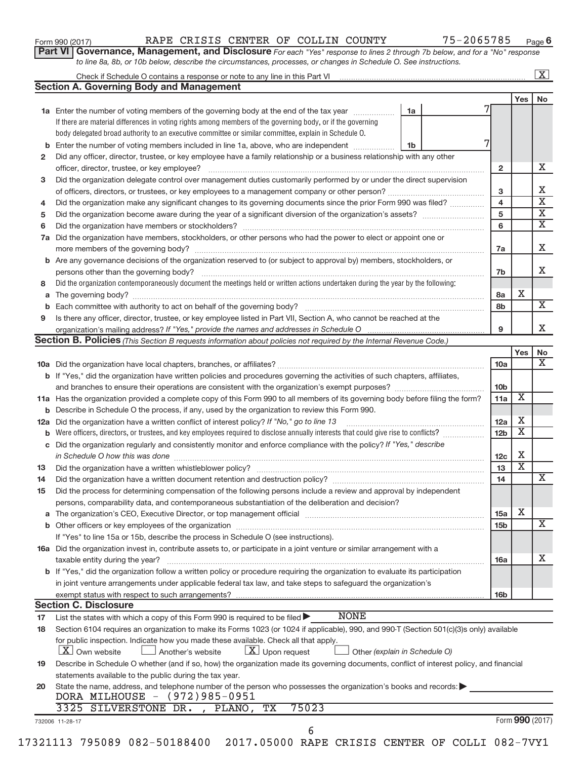Form 990 (2017) RAPE CRISIS CENTER OF COLLIN COUNTY 75-2065785 Page 6

**Part VI Governance, Management, and Disclosure** *For each "Yes" response to lines 2 through 7b below, and for a "No" response to line 8a, 8b, or 10b below, describe the circumstances, processes, or changes in Schedule O. See instructions.*

Check if Schedule O contains a response or note to any line in this Part VI [X]

## Section A. Governing Body and Management

| | | | | Yes | No |
|---|---|---|---|---|---|
| 1a | Enter the number of voting members of the governing body at the end of the tax year. If there are material differences in voting rights among members of the governing body, or if the governing body delegated broad authority to an executive committee or similar committee, explain in Schedule O. | 1a 7 | | | |
| b | Enter the number of voting members included in line 1a, above, who are independent | 1b 7 | | | |
| 2 | Did any officer, director, trustee, or key employee have a family relationship or a business relationship with any other officer, director, trustee, or key employee? | | 2 | | X |
| 3 | Did the organization delegate control over management duties customarily performed by or under the direct supervision of officers, directors, or trustees, or key employees to a management company or other person? | | 3 | | X |
| 4 | Did the organization make any significant changes to its governing documents since the prior Form 990 was filed? | | 4 | | X |
| 5 | Did the organization become aware during the year of a significant diversion of the organization's assets? | | 5 | | X |
| 6 | Did the organization have members or stockholders? | | 6 | | X |
| 7a | Did the organization have members, stockholders, or other persons who had the power to elect or appoint one or more members of the governing body? | | 7a | | X |
| b | Are any governance decisions of the organization reserved to (or subject to approval by) members, stockholders, or persons other than the governing body? | | 7b | | X |
| 8 | Did the organization contemporaneously document the meetings held or written actions undertaken during the year by the following: | | | | |
| a | The governing body? | | 8a | X | |
| b | Each committee with authority to act on behalf of the governing body? | | 8b | | X |
| 9 | Is there any officer, director, trustee, or key employee listed in Part VII, Section A, who cannot be reached at the organization's mailing address? *If "Yes," provide the names and addresses in Schedule O* | | 9 | | X |

## Section B. Policies *(This Section B requests information about policies not required by the Internal Revenue Code.)*

| | | | Yes | No |
|---|---|---|---|---|
| 10a | Did the organization have local chapters, branches, or affiliates? | 10a | | X |
| b | If "Yes," did the organization have written policies and procedures governing the activities of such chapters, affiliates, and branches to ensure their operations are consistent with the organization's exempt purposes? | 10b | | |
| 11a | Has the organization provided a complete copy of this Form 990 to all members of its governing body before filing the form? | 11a | X | |
| b | Describe in Schedule O the process, if any, used by the organization to review this Form 990. | | | |
| 12a | Did the organization have a written conflict of interest policy? *If "No," go to line 13* | 12a | X | |
| b | Were officers, directors, or trustees, and key employees required to disclose annually interests that could give rise to conflicts? | 12b | X | |
| c | Did the organization regularly and consistently monitor and enforce compliance with the policy? *If "Yes," describe in Schedule O how this was done* | 12c | X | |
| 13 | Did the organization have a written whistleblower policy? | 13 | X | |
| 14 | Did the organization have a written document retention and destruction policy? | 14 | | X |
| 15 | Did the process for determining compensation of the following persons include a review and approval by independent persons, comparability data, and contemporaneous substantiation of the deliberation and decision? | | | |
| a | The organization's CEO, Executive Director, or top management official | 15a | X | |
| b | Other officers or key employees of the organization | 15b | | X |
| | If "Yes" to line 15a or 15b, describe the process in Schedule O (see instructions). | | | |
| 16a | Did the organization invest in, contribute assets to, or participate in a joint venture or similar arrangement with a taxable entity during the year? | 16a | | X |
| b | If "Yes," did the organization follow a written policy or procedure requiring the organization to evaluate its participation in joint venture arrangements under applicable federal tax law, and take steps to safeguard the organization's exempt status with respect to such arrangements? | 16b | | |

## Section C. Disclosure

17 List the states with which a copy of this Form 990 is required to be filed ▶ NONE

18 Section 6104 requires an organization to make its Forms 1023 (or 1024 if applicable), 990, and 990-T (Section 501(c)(3)s only) available for public inspection. Indicate how you made these available. Check all that apply.
[X] Own website [ ] Another's website [X] Upon request [ ] Other *(explain in Schedule O)*

19 Describe in Schedule O whether (and if so, how) the organization made its governing documents, conflict of interest policy, and financial statements available to the public during the tax year.

20 State the name, address, and telephone number of the person who possesses the organization's books and records: ▶
DORA MILHOUSE - (972)985-0951
3325 SILVERSTONE DR. , PLANO, TX 75023

732006 11-28-17 Form **990** (2017)

17321113 795089 082-50188400 2017.05000 RAPE CRISIS CENTER OF COLLI 082-7VY1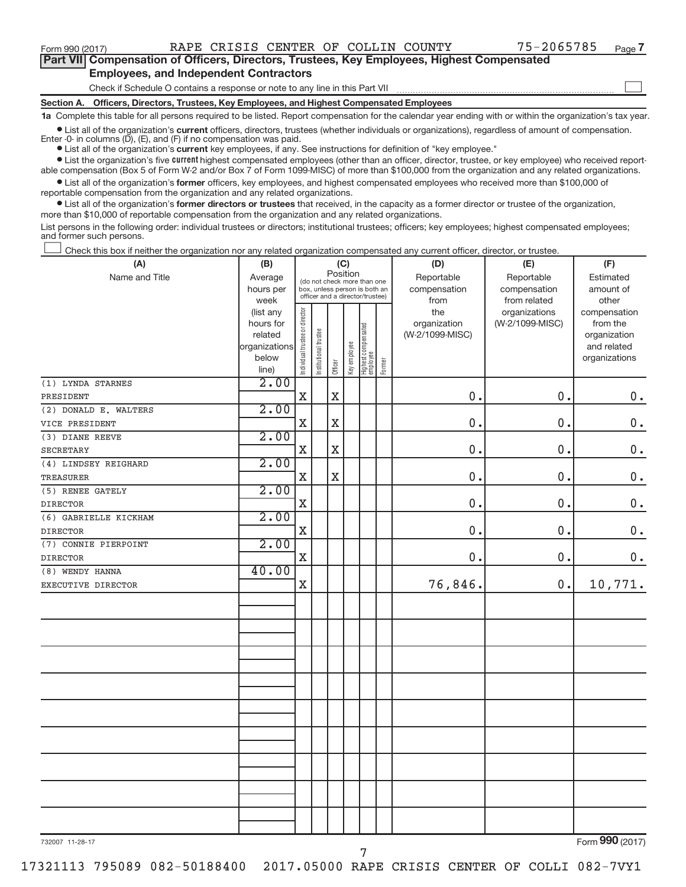Form 990 (2017) RAPE CRISIS CENTER OF COLLIN COUNTY 75-2065785 Page 7

**Part VII Compensation of Officers, Directors, Trustees, Key Employees, Highest Compensated Employees, and Independent Contractors**

Check if Schedule O contains a response or note to any line in this Part VII

**Section A. Officers, Directors, Trustees, Key Employees, and Highest Compensated Employees**

**1a** Complete this table for all persons required to be listed. Report compensation for the calendar year ending with or within the organization's tax year.

- List all of the organization's **current** officers, directors, trustees (whether individuals or organizations), regardless of amount of compensation. Enter -0- in columns (D), (E), and (F) if no compensation was paid.
- List all of the organization's **current** key employees, if any. See instructions for definition of "key employee."
- List the organization's five **current** highest compensated employees (other than an officer, director, trustee, or key employee) who received reportable compensation (Box 5 of Form W-2 and/or Box 7 of Form 1099-MISC) of more than $100,000 from the organization and any related organizations.
- List all of the organization's **former** officers, key employees, and highest compensated employees who received more than $100,000 of reportable compensation from the organization and any related organizations.
- List all of the organization's **former directors or trustees** that received, in the capacity as a former director or trustee of the organization, more than $10,000 of reportable compensation from the organization and any related organizations.

List persons in the following order: individual trustees or directors; institutional trustees; officers; key employees; highest compensated employees; and former such persons.

Check this box if neither the organization nor any related organization compensated any current officer, director, or trustee.

| (A) Name and Title | (B) Average hours per week (list any hours for related organizations below line) | (C) Position: Individual trustee or director | Institutional trustee | Officer | Key employee | Highest compensated employee | Former | (D) Reportable compensation from the organization (W-2/1099-MISC) | (E) Reportable compensation from related organizations (W-2/1099-MISC) | (F) Estimated amount of other compensation from the organization and related organizations |
|---|---|---|---|---|---|---|---|---|---|---|
| (1) LYNDA STARNES<br>PRESIDENT | 2.00 | X | | X | | | | 0. | 0. | 0. |
| (2) DONALD E. WALTERS<br>VICE PRESIDENT | 2.00 | X | | X | | | | 0. | 0. | 0. |
| (3) DIANE REEVE<br>SECRETARY | 2.00 | X | | X | | | | 0. | 0. | 0. |
| (4) LINDSEY REIGHARD<br>TREASURER | 2.00 | X | | X | | | | 0. | 0. | 0. |
| (5) RENEE GATELY<br>DIRECTOR | 2.00 | X | | | | | | 0. | 0. | 0. |
| (6) GABRIELLE KICKHAM<br>DIRECTOR | 2.00 | X | | | | | | 0. | 0. | 0. |
| (7) CONNIE PIERPOINT<br>DIRECTOR | 2.00 | X | | | | | | 0. | 0. | 0. |
| (8) WENDY HANNA<br>EXECUTIVE DIRECTOR | 40.00 | X | | | | | | 76,846. | 0. | 10,771. |

732007 11-28-17 Form 990 (2017)

17321113 795089 082-50188400 2017.05000 RAPE CRISIS CENTER OF COLLI 082-7VY1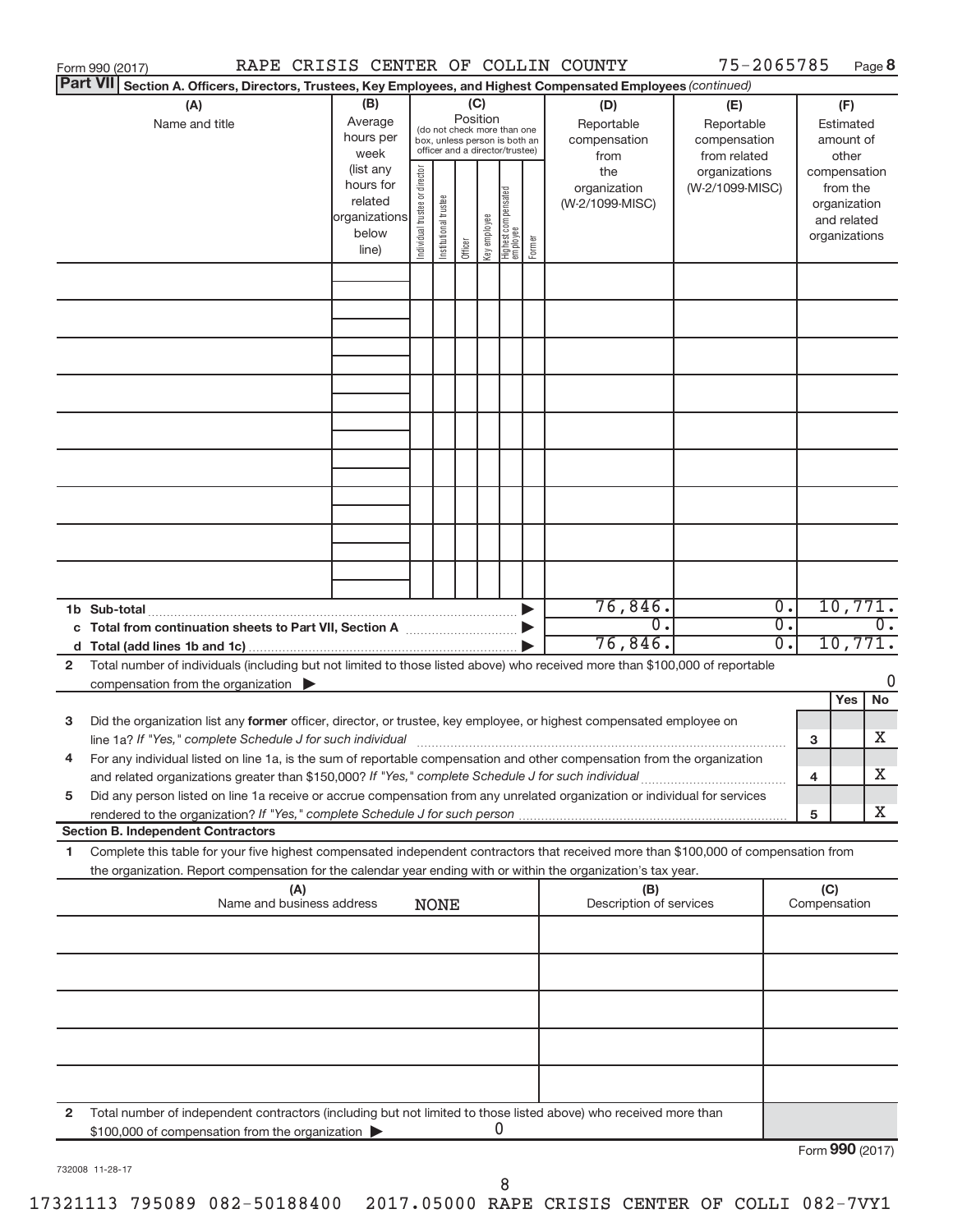Form 990 (2017) RAPE CRISIS CENTER OF COLLIN COUNTY 75-2065785 Page 8

**Part VII Section A. Officers, Directors, Trustees, Key Employees, and Highest Compensated Employees** *(continued)*

| (A) Name and title | (B) Average hours per week (list any hours for related organizations below line) | (C) Position (do not check more than one box, unless person is both an officer and a director/trustee) Individual trustee or director | Institutional trustee | Officer | Key employee | Highest compensated employee | Former | (D) Reportable compensation from the organization (W-2/1099-MISC) | (E) Reportable compensation from related organizations (W-2/1099-MISC) | (F) Estimated amount of other compensation from the organization and related organizations |
|---|---|---|---|---|---|---|---|---|---|---|
| | | | | | | | | | | |
| | | | | | | | | | | |
| | | | | | | | | | | |
| | | | | | | | | | | |
| | | | | | | | | | | |
| | | | | | | | | | | |
| | | | | | | | | | | |
| | | | | | | | | | | |
| | | | | | | | | | | |
| **1b Sub-total** | | | | | | | | 76,846. | 0. | 10,771. |
| **c Total from continuation sheets to Part VII, Section A** | | | | | | | | 0. | 0. | 0. |
| **d Total (add lines 1b and 1c)** | | | | | | | | 76,846. | 0. | 10,771. |

**2** Total number of individuals (including but not limited to those listed above) who received more than $100,000 of reportable compensation from the organization ▶ 0

| | | Yes | No |
|---|---|---|---|
| **3** Did the organization list any **former** officer, director, or trustee, key employee, or highest compensated employee on line 1a? *If "Yes," complete Schedule J for such individual* | 3 | | X |
| **4** For any individual listed on line 1a, is the sum of reportable compensation and other compensation from the organization and related organizations greater than $150,000? *If "Yes," complete Schedule J for such individual* | 4 | | X |
| **5** Did any person listed on line 1a receive or accrue compensation from any unrelated organization or individual for services rendered to the organization? *If "Yes," complete Schedule J for such person* | 5 | | X |

**Section B. Independent Contractors**

**1** Complete this table for your five highest compensated independent contractors that received more than $100,000 of compensation from the organization. Report compensation for the calendar year ending with or within the organization's tax year.

| (A) Name and business address NONE | (B) Description of services | (C) Compensation |
|---|---|---|
| | | |
| | | |
| | | |
| | | |
| | | |

**2** Total number of independent contractors (including but not limited to those listed above) who received more than $100,000 of compensation from the organization ▶ 0

Form **990** (2017)

732008 11-28-17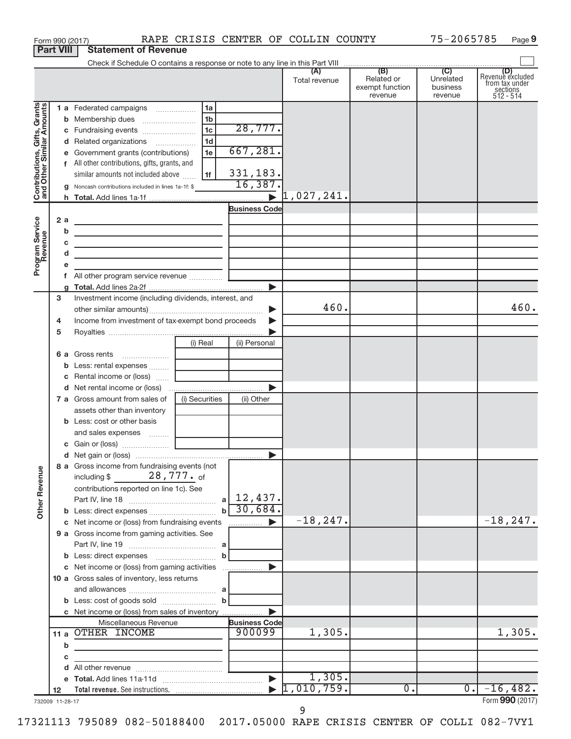Form 990 (2017) RAPE CRISIS CENTER OF COLLIN COUNTY 75-2065785 Page 9

**Part VIII — Statement of Revenue**

Check if Schedule O contains a response or note to any line in this Part VIII ☐

| | | | | (A) Total revenue | (B) Related or exempt function revenue | (C) Unrelated business revenue | (D) Revenue excluded from tax under sections 512 - 514 |
|---|---|---|---|---|---|---|---|
| **Contributions, Gifts, Grants and Other Similar Amounts** | 1 a Federated campaigns | 1a | | | | | |
| | b Membership dues | 1b | | | | | |
| | c Fundraising events | 1c | 28,777. | | | | |
| | d Related organizations | 1d | | | | | |
| | e Government grants (contributions) | 1e | 667,281. | | | | |
| | f All other contributions, gifts, grants, and similar amounts not included above | 1f | 331,183. | | | | |
| | g Noncash contributions included in lines 1a-1f: $ | | 16,387. | | | | |
| | h **Total.** Add lines 1a-1f | | ▶ | 1,027,241. | | | |
| **Program Service Revenue** | | | **Business Code** | | | | |
| | 2 a | | | | | | |
| | b | | | | | | |
| | c | | | | | | |
| | d | | | | | | |
| | e | | | | | | |
| | f All other program service revenue | | | | | | |
| | g **Total.** Add lines 2a-2f | | ▶ | | | | |
| | 3 Investment income (including dividends, interest, and other similar amounts) | | ▶ | 460. | | | 460. |
| | 4 Income from investment of tax-exempt bond proceeds | | ▶ | | | | |
| | 5 Royalties | | ▶ | | | | |
| | | (i) Real | (ii) Personal | | | | |
| | 6 a Gross rents | | | | | | |
| | b Less: rental expenses | | | | | | |
| | c Rental income or (loss) | | | | | | |
| | d Net rental income or (loss) | | ▶ | | | | |
| | 7 a Gross amount from sales of assets other than inventory | (i) Securities | (ii) Other | | | | |
| | b Less: cost or other basis and sales expenses | | | | | | |
| | c Gain or (loss) | | | | | | |
| | d Net gain or (loss) | | ▶ | | | | |
| **Other Revenue** | 8 a Gross income from fundraising events (not including $ 28,777. of contributions reported on line 1c). See Part IV, line 18 | a | 12,437. | | | | |
| | b Less: direct expenses | b | 30,684. | | | | |
| | c Net income or (loss) from fundraising events | | ▶ | -18,247. | | | -18,247. |
| | 9 a Gross income from gaming activities. See Part IV, line 19 | a | | | | | |
| | b Less: direct expenses | b | | | | | |
| | c Net income or (loss) from gaming activities | | ▶ | | | | |
| | 10 a Gross sales of inventory, less returns and allowances | a | | | | | |
| | b Less: cost of goods sold | b | | | | | |
| | c Net income or (loss) from sales of inventory | | ▶ | | | | |
| | Miscellaneous Revenue | | **Business Code** | | | | |
| | 11 a OTHER INCOME | | 900099 | 1,305. | | | 1,305. |
| | b | | | | | | |
| | c | | | | | | |
| | d All other revenue | | | | | | |
| | e **Total.** Add lines 11a-11d | | ▶ | 1,305. | | | |
| | 12 **Total revenue.** See instructions. | | ▶ | 1,010,759. | 0. | 0. | -16,482. |

732009 11-28-17 Form **990** (2017)

17321113 795089 082-50188400 2017.05000 RAPE CRISIS CENTER OF COLLI 082-7VY1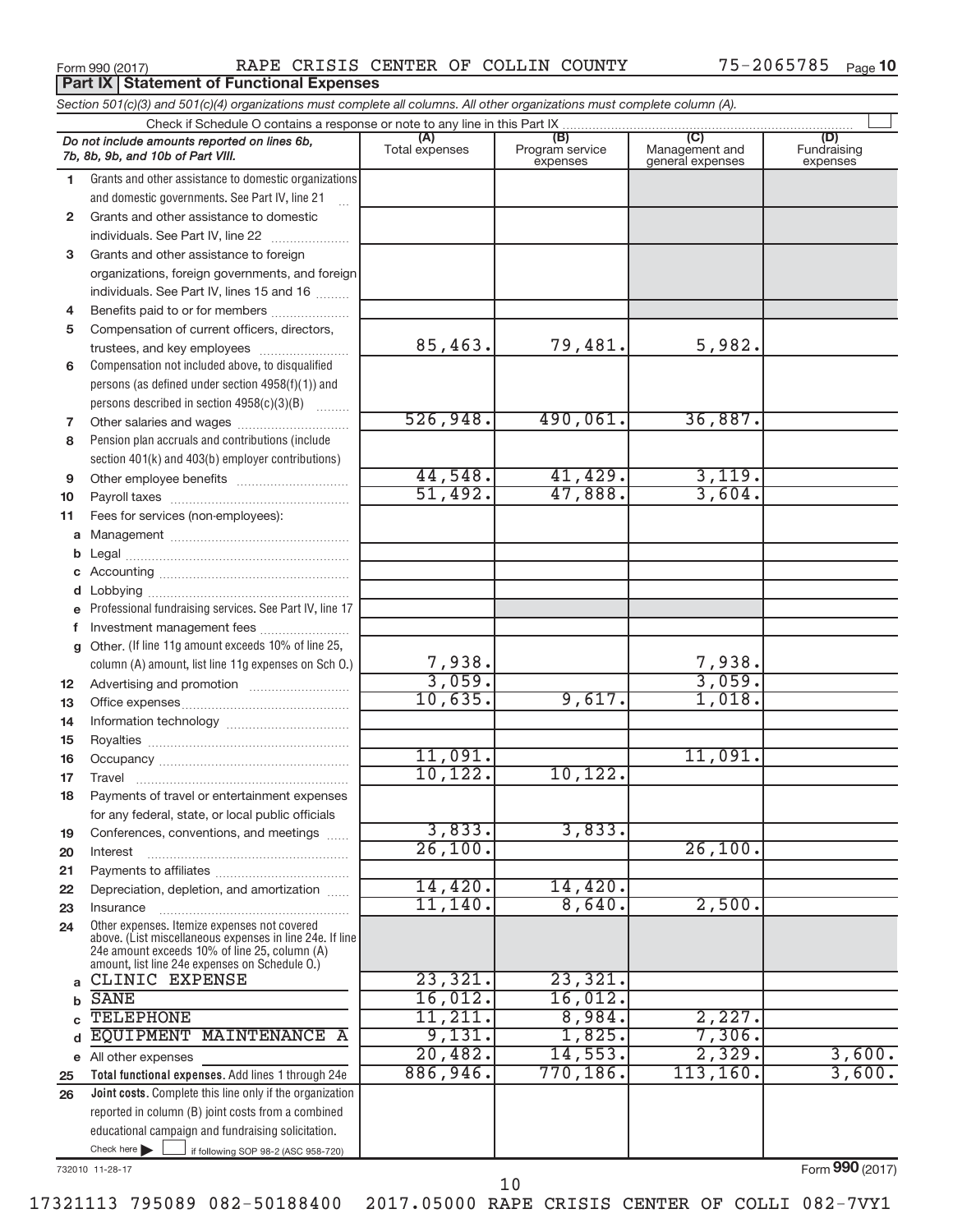Form 990 (2017) RAPE CRISIS CENTER OF COLLIN COUNTY 75-2065785 Page **10**

## Part IX Statement of Functional Expenses

*Section 501(c)(3) and 501(c)(4) organizations must complete all columns. All other organizations must complete column (A).*

Check if Schedule O contains a response or note to any line in this Part IX

| *Do not include amounts reported on lines 6b, 7b, 8b, 9b, and 10b of Part VIII.* | (A) Total expenses | (B) Program service expenses | (C) Management and general expenses | (D) Fundraising expenses |
|---|---|---|---|---|
| 1 Grants and other assistance to domestic organizations and domestic governments. See Part IV, line 21 | | | | |
| 2 Grants and other assistance to domestic individuals. See Part IV, line 22 | | | | |
| 3 Grants and other assistance to foreign organizations, foreign governments, and foreign individuals. See Part IV, lines 15 and 16 | | | | |
| 4 Benefits paid to or for members | | | | |
| 5 Compensation of current officers, directors, trustees, and key employees | 85,463. | 79,481. | 5,982. | |
| 6 Compensation not included above, to disqualified persons (as defined under section 4958(f)(1)) and persons described in section 4958(c)(3)(B) | | | | |
| 7 Other salaries and wages | 526,948. | 490,061. | 36,887. | |
| 8 Pension plan accruals and contributions (include section 401(k) and 403(b) employer contributions) | | | | |
| 9 Other employee benefits | 44,548. | 41,429. | 3,119. | |
| 10 Payroll taxes | 51,492. | 47,888. | 3,604. | |
| 11 Fees for services (non-employees): | | | | |
| a Management | | | | |
| b Legal | | | | |
| c Accounting | | | | |
| d Lobbying | | | | |
| e Professional fundraising services. See Part IV, line 17 | | | | |
| f Investment management fees | | | | |
| g Other. (If line 11g amount exceeds 10% of line 25, column (A) amount, list line 11g expenses on Sch O.) | 7,938. | | 7,938. | |
| 12 Advertising and promotion | 3,059. | | 3,059. | |
| 13 Office expenses | 10,635. | 9,617. | 1,018. | |
| 14 Information technology | | | | |
| 15 Royalties | | | | |
| 16 Occupancy | 11,091. | | 11,091. | |
| 17 Travel | 10,122. | 10,122. | | |
| 18 Payments of travel or entertainment expenses for any federal, state, or local public officials | | | | |
| 19 Conferences, conventions, and meetings | 3,833. | 3,833. | | |
| 20 Interest | 26,100. | | 26,100. | |
| 21 Payments to affiliates | | | | |
| 22 Depreciation, depletion, and amortization | 14,420. | 14,420. | | |
| 23 Insurance | 11,140. | 8,640. | 2,500. | |
| 24 Other expenses. Itemize expenses not covered above. (List miscellaneous expenses in line 24e. If line 24e amount exceeds 10% of line 25, column (A) amount, list line 24e expenses on Schedule O.) | | | | |
| a CLINIC EXPENSE | 23,321. | 23,321. | | |
| b SANE | 16,012. | 16,012. | | |
| c TELEPHONE | 11,211. | 8,984. | 2,227. | |
| d EQUIPMENT MAINTENANCE A | 9,131. | 1,825. | 7,306. | |
| e All other expenses | 20,482. | 14,553. | 2,329. | 3,600. |
| 25 **Total functional expenses.** Add lines 1 through 24e | 886,946. | 770,186. | 113,160. | 3,600. |
| 26 **Joint costs.** Complete this line only if the organization reported in column (B) joint costs from a combined educational campaign and fundraising solicitation. Check here ☐ if following SOP 98-2 (ASC 958-720) | | | | |

732010 11-28-17

Form **990** (2017)

17321113 795089 082-50188400 2017.05000 RAPE CRISIS CENTER OF COLLI 082-7VY1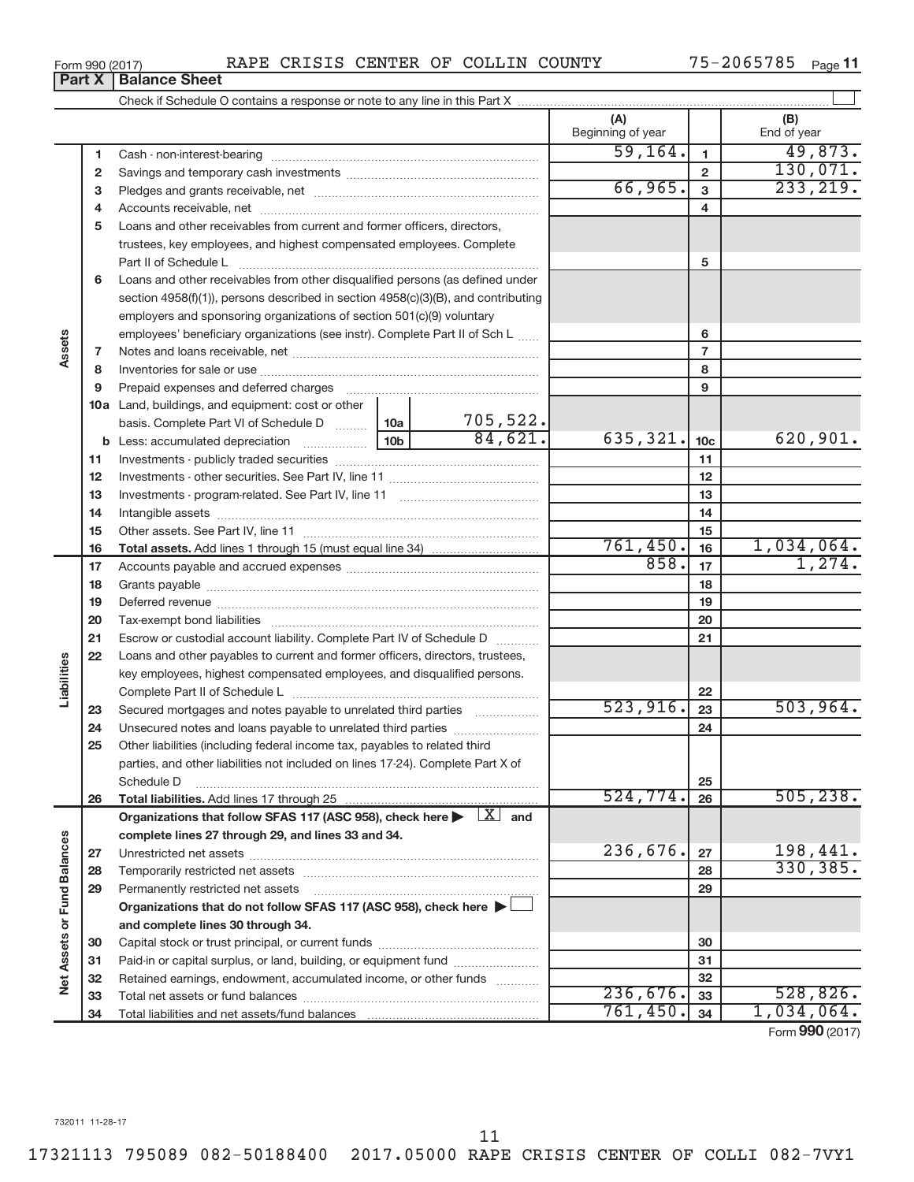Form 990 (2017) RAPE CRISIS CENTER OF COLLIN COUNTY 75-2065785

## Part X | Balance Sheet

Check if Schedule O contains a response or note to any line in this Part X

| | | | (A) Beginning of year | | (B) End of year |
|---|---|---|---|---|---|
| **Assets** | 1 | Cash - non-interest-bearing | 59,164. | 1 | 49,873. |
| | 2 | Savings and temporary cash investments | | 2 | 130,071. |
| | 3 | Pledges and grants receivable, net | 66,965. | 3 | 233,219. |
| | 4 | Accounts receivable, net | | 4 | |
| | 5 | Loans and other receivables from current and former officers, directors, trustees, key employees, and highest compensated employees. Complete Part II of Schedule L | | 5 | |
| | 6 | Loans and other receivables from other disqualified persons (as defined under section 4958(f)(1)), persons described in section 4958(c)(3)(B), and contributing employers and sponsoring organizations of section 501(c)(9) voluntary employees' beneficiary organizations (see instr). Complete Part II of Sch L | | 6 | |
| | 7 | Notes and loans receivable, net | | 7 | |
| | 8 | Inventories for sale or use | | 8 | |
| | 9 | Prepaid expenses and deferred charges | | 9 | |
| | 10a | Land, buildings, and equipment: cost or other basis. Complete Part VI of Schedule D ... 10a 705,522. | | | |
| | b | Less: accumulated depreciation ... 10b 84,621. | 635,321. | 10c | 620,901. |
| | 11 | Investments - publicly traded securities | | 11 | |
| | 12 | Investments - other securities. See Part IV, line 11 | | 12 | |
| | 13 | Investments - program-related. See Part IV, line 11 | | 13 | |
| | 14 | Intangible assets | | 14 | |
| | 15 | Other assets. See Part IV, line 11 | | 15 | |
| | 16 | **Total assets.** Add lines 1 through 15 (must equal line 34) | 761,450. | 16 | 1,034,064. |
| **Liabilities** | 17 | Accounts payable and accrued expenses | 858. | 17 | 1,274. |
| | 18 | Grants payable | | 18 | |
| | 19 | Deferred revenue | | 19 | |
| | 20 | Tax-exempt bond liabilities | | 20 | |
| | 21 | Escrow or custodial account liability. Complete Part IV of Schedule D | | 21 | |
| | 22 | Loans and other payables to current and former officers, directors, trustees, key employees, highest compensated employees, and disqualified persons. Complete Part II of Schedule L | | 22 | |
| | 23 | Secured mortgages and notes payable to unrelated third parties | 523,916. | 23 | 503,964. |
| | 24 | Unsecured notes and loans payable to unrelated third parties | | 24 | |
| | 25 | Other liabilities (including federal income tax, payables to related third parties, and other liabilities not included on lines 17-24). Complete Part X of Schedule D | | 25 | |
| | 26 | **Total liabilities.** Add lines 17 through 25 | 524,774. | 26 | 505,238. |
| **Net Assets or Fund Balances** | | **Organizations that follow SFAS 117 (ASC 958), check here ▶ [X] and complete lines 27 through 29, and lines 33 and 34.** | | | |
| | 27 | Unrestricted net assets | 236,676. | 27 | 198,441. |
| | 28 | Temporarily restricted net assets | | 28 | 330,385. |
| | 29 | Permanently restricted net assets | | 29 | |
| | | **Organizations that do not follow SFAS 117 (ASC 958), check here ▶ [ ] and complete lines 30 through 34.** | | | |
| | 30 | Capital stock or trust principal, or current funds | | 30 | |
| | 31 | Paid-in or capital surplus, or land, building, or equipment fund | | 31 | |
| | 32 | Retained earnings, endowment, accumulated income, or other funds | | 32 | |
| | 33 | Total net assets or fund balances | 236,676. | 33 | 528,826. |
| | 34 | Total liabilities and net assets/fund balances | 761,450. | 34 | 1,034,064. |

Form **990** (2017)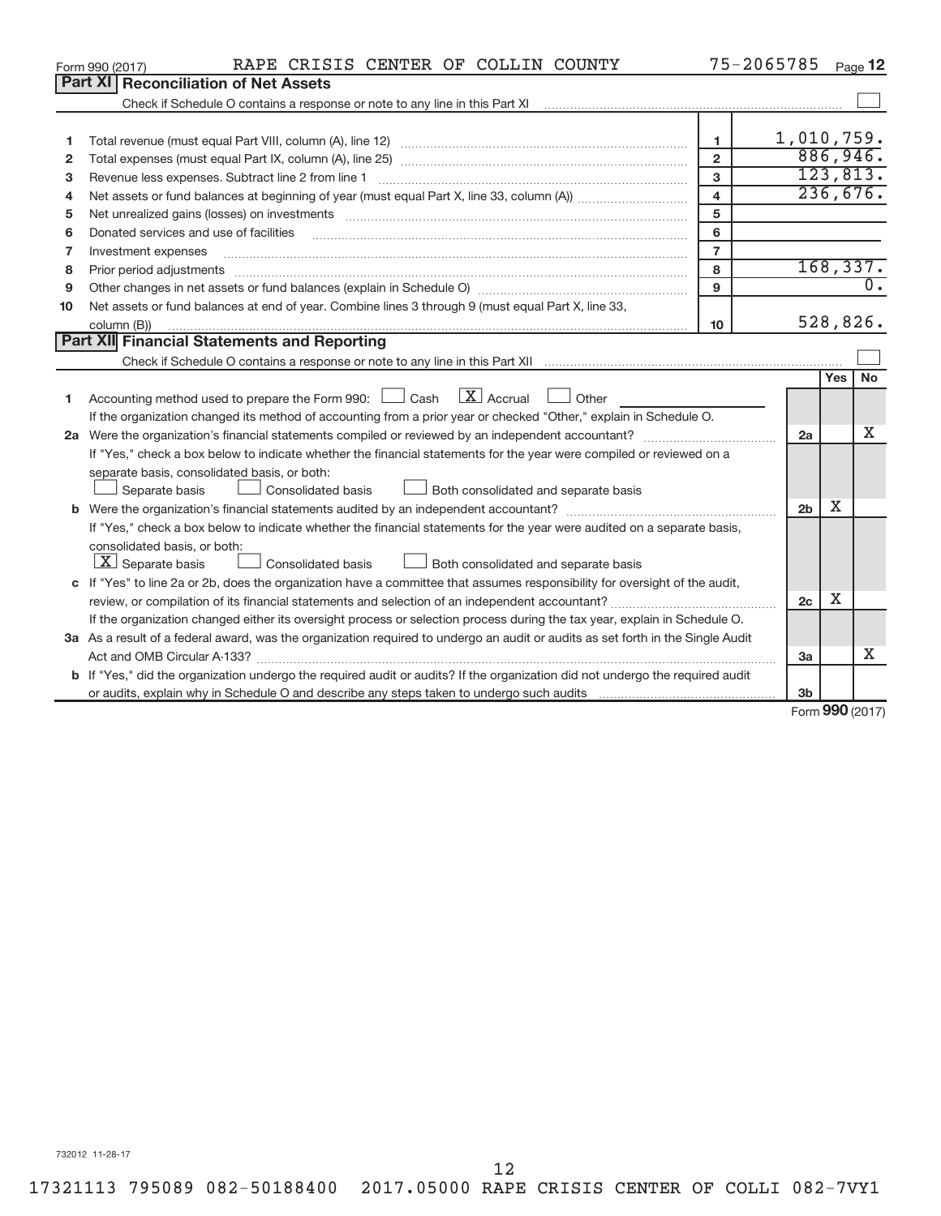Form 990 (2017) RAPE CRISIS CENTER OF COLLIN COUNTY 75-2065785 Page **12**

## Part XI Reconciliation of Net Assets

Check if Schedule O contains a response or note to any line in this Part XI ☐

| | | | |
|---|---|---|---|
| 1 | Total revenue (must equal Part VIII, column (A), line 12) | 1 | 1,010,759. |
| 2 | Total expenses (must equal Part IX, column (A), line 25) | 2 | 886,946. |
| 3 | Revenue less expenses. Subtract line 2 from line 1 | 3 | 123,813. |
| 4 | Net assets or fund balances at beginning of year (must equal Part X, line 33, column (A)) | 4 | 236,676. |
| 5 | Net unrealized gains (losses) on investments | 5 | |
| 6 | Donated services and use of facilities | 6 | |
| 7 | Investment expenses | 7 | |
| 8 | Prior period adjustments | 8 | 168,337. |
| 9 | Other changes in net assets or fund balances (explain in Schedule O) | 9 | 0. |
| 10 | Net assets or fund balances at end of year. Combine lines 3 through 9 (must equal Part X, line 33, column (B)) | 10 | 528,826. |

## Part XII Financial Statements and Reporting

Check if Schedule O contains a response or note to any line in this Part XII ☐

| | | | Yes | No |
|---|---|---|---|---|
| 1 | Accounting method used to prepare the Form 990: ☐ Cash ☒ Accrual ☐ Other<br>If the organization changed its method of accounting from a prior year or checked "Other," explain in Schedule O. | | | |
| 2a | Were the organization's financial statements compiled or reviewed by an independent accountant?<br>If "Yes," check a box below to indicate whether the financial statements for the year were compiled or reviewed on a separate basis, consolidated basis, or both:<br>☐ Separate basis ☐ Consolidated basis ☐ Both consolidated and separate basis | 2a | | X |
| b | Were the organization's financial statements audited by an independent accountant?<br>If "Yes," check a box below to indicate whether the financial statements for the year were audited on a separate basis, consolidated basis, or both:<br>☒ Separate basis ☐ Consolidated basis ☐ Both consolidated and separate basis | 2b | X | |
| c | If "Yes" to line 2a or 2b, does the organization have a committee that assumes responsibility for oversight of the audit, review, or compilation of its financial statements and selection of an independent accountant?<br>If the organization changed either its oversight process or selection process during the tax year, explain in Schedule O. | 2c | X | |
| 3a | As a result of a federal award, was the organization required to undergo an audit or audits as set forth in the Single Audit Act and OMB Circular A-133? | 3a | | X |
| b | If "Yes," did the organization undergo the required audit or audits? If the organization did not undergo the required audit or audits, explain why in Schedule O and describe any steps taken to undergo such audits | 3b | | |

Form **990** (2017)

732012 11-28-17

17321113 795089 082-50188400 2017.05000 RAPE CRISIS CENTER OF COLLI 082-7VY1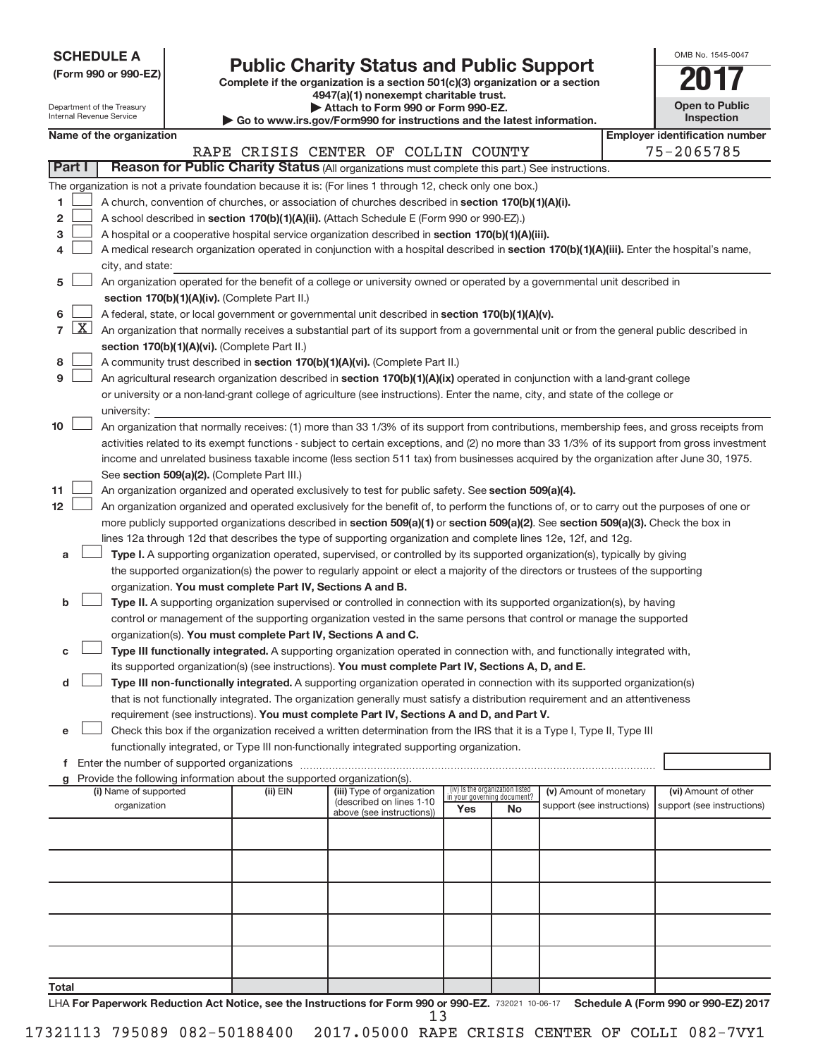**SCHEDULE A**
**(Form 990 or 990-EZ)**

Department of the Treasury
Internal Revenue Service

# Public Charity Status and Public Support

**Complete if the organization is a section 501(c)(3) organization or a section 4947(a)(1) nonexempt charitable trust.**
**▶ Attach to Form 990 or Form 990-EZ.**
**▶ Go to www.irs.gov/Form990 for instructions and the latest information.**

OMB No. 1545-0047
**2017**
**Open to Public Inspection**

**Name of the organization**: RAPE CRISIS CENTER OF COLLIN COUNTY
**Employer identification number**: 75-2065785

## Part I — Reason for Public Charity Status (All organizations must complete this part.) See instructions.

The organization is not a private foundation because it is: (For lines 1 through 12, check only one box.)

1. ☐ A church, convention of churches, or association of churches described in **section 170(b)(1)(A)(i).**
2. ☐ A school described in **section 170(b)(1)(A)(ii).** (Attach Schedule E (Form 990 or 990-EZ).)
3. ☐ A hospital or a cooperative hospital service organization described in **section 170(b)(1)(A)(iii).**
4. ☐ A medical research organization operated in conjunction with a hospital described in **section 170(b)(1)(A)(iii).** Enter the hospital's name, city, and state:
5. ☐ An organization operated for the benefit of a college or university owned or operated by a governmental unit described in **section 170(b)(1)(A)(iv).** (Complete Part II.)
6. ☐ A federal, state, or local government or governmental unit described in **section 170(b)(1)(A)(v).**
7. ☒ An organization that normally receives a substantial part of its support from a governmental unit or from the general public described in **section 170(b)(1)(A)(vi).** (Complete Part II.)
8. ☐ A community trust described in **section 170(b)(1)(A)(vi).** (Complete Part II.)
9. ☐ An agricultural research organization described in **section 170(b)(1)(A)(ix)** operated in conjunction with a land-grant college or university or a non-land-grant college of agriculture (see instructions). Enter the name, city, and state of the college or university:
10. ☐ An organization that normally receives: (1) more than 33 1/3% of its support from contributions, membership fees, and gross receipts from activities related to its exempt functions - subject to certain exceptions, and (2) no more than 33 1/3% of its support from gross investment income and unrelated business taxable income (less section 511 tax) from businesses acquired by the organization after June 30, 1975. See **section 509(a)(2).** (Complete Part III.)
11. ☐ An organization organized and operated exclusively to test for public safety. See **section 509(a)(4).**
12. ☐ An organization organized and operated exclusively for the benefit of, to perform the functions of, or to carry out the purposes of one or more publicly supported organizations described in **section 509(a)(1)** or **section 509(a)(2)**. See **section 509(a)(3).** Check the box in lines 12a through 12d that describes the type of supporting organization and complete lines 12e, 12f, and 12g.
   - **a** ☐ **Type I.** A supporting organization operated, supervised, or controlled by its supported organization(s), typically by giving the supported organization(s) the power to regularly appoint or elect a majority of the directors or trustees of the supporting organization. **You must complete Part IV, Sections A and B.**
   - **b** ☐ **Type II.** A supporting organization supervised or controlled in connection with its supported organization(s), by having control or management of the supporting organization vested in the same persons that control or manage the supported organization(s). **You must complete Part IV, Sections A and C.**
   - **c** ☐ **Type III functionally integrated.** A supporting organization operated in connection with, and functionally integrated with, its supported organization(s) (see instructions). **You must complete Part IV, Sections A, D, and E.**
   - **d** ☐ **Type III non-functionally integrated.** A supporting organization operated in connection with its supported organization(s) that is not functionally integrated. The organization generally must satisfy a distribution requirement and an attentiveness requirement (see instructions). **You must complete Part IV, Sections A and D, and Part V.**
   - **e** ☐ Check this box if the organization received a written determination from the IRS that it is a Type I, Type II, Type III functionally integrated, or Type III non-functionally integrated supporting organization.
   - **f** Enter the number of supported organizations
   - **g** Provide the following information about the supported organization(s).

| (i) Name of supported organization | (ii) EIN | (iii) Type of organization (described on lines 1-10 above (see instructions)) | (iv) Is the organization listed in your governing document? Yes | No | (v) Amount of monetary support (see instructions) | (vi) Amount of other support (see instructions) |
|---|---|---|---|---|---|---|
| | | | | | | |
| | | | | | | |
| | | | | | | |
| | | | | | | |
| | | | | | | |
| **Total** | | | | | | |

LHA **For Paperwork Reduction Act Notice, see the Instructions for Form 990 or 990-EZ.** 732021 10-06-17 **Schedule A (Form 990 or 990-EZ) 2017**

17321113 795089 082-50188400 2017.05000 RAPE CRISIS CENTER OF COLLI 082-7VY1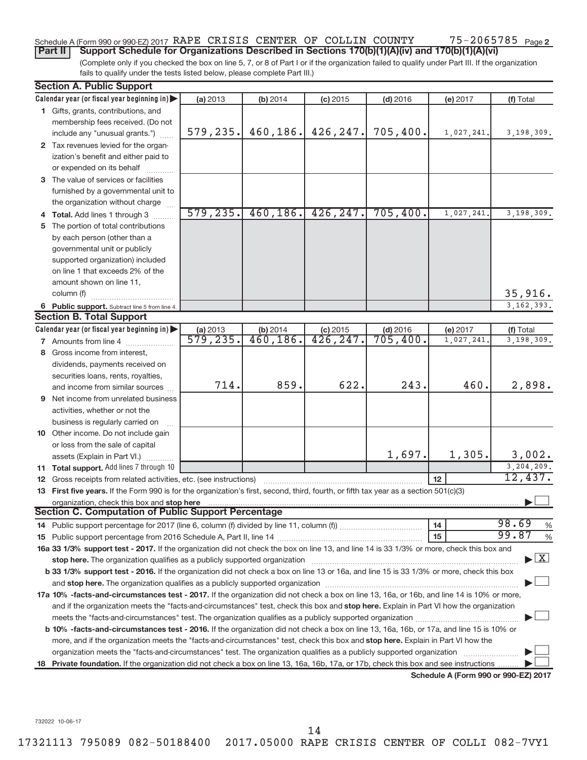Schedule A (Form 990 or 990-EZ) 2017 RAPE CRISIS CENTER OF COLLIN COUNTY 75-2065785 Page **2**

**Part II** **Support Schedule for Organizations Described in Sections 170(b)(1)(A)(iv) and 170(b)(1)(A)(vi)**

(Complete only if you checked the box on line 5, 7, or 8 of Part I or if the organization failed to qualify under Part III. If the organization fails to qualify under the tests listed below, please complete Part III.)

**Section A. Public Support**

| Calendar year (or fiscal year beginning in) ▶ | (a) 2013 | (b) 2014 | (c) 2015 | (d) 2016 | (e) 2017 | (f) Total |
|---|---|---|---|---|---|---|
| **1** Gifts, grants, contributions, and membership fees received. (Do not include any "unusual grants.") | 579,235. | 460,186. | 426,247. | 705,400. | 1,027,241. | 3,198,309. |
| **2** Tax revenues levied for the organization's benefit and either paid to or expended on its behalf | | | | | | |
| **3** The value of services or facilities furnished by a governmental unit to the organization without charge | | | | | | |
| **4 Total.** Add lines 1 through 3 | 579,235. | 460,186. | 426,247. | 705,400. | 1,027,241. | 3,198,309. |
| **5** The portion of total contributions by each person (other than a governmental unit or publicly supported organization) included on line 1 that exceeds 2% of the amount shown on line 11, column (f) | | | | | | 35,916. |
| **6 Public support.** Subtract line 5 from line 4. | | | | | | 3,162,393. |

**Section B. Total Support**

| Calendar year (or fiscal year beginning in) ▶ | (a) 2013 | (b) 2014 | (c) 2015 | (d) 2016 | (e) 2017 | (f) Total |
|---|---|---|---|---|---|---|
| **7** Amounts from line 4 | 579,235. | 460,186. | 426,247. | 705,400. | 1,027,241. | 3,198,309. |
| **8** Gross income from interest, dividends, payments received on securities loans, rents, royalties, and income from similar sources | 714. | 859. | 622. | 243. | 460. | 2,898. |
| **9** Net income from unrelated business activities, whether or not the business is regularly carried on | | | | | | |
| **10** Other income. Do not include gain or loss from the sale of capital assets (Explain in Part VI.) | | | | 1,697. | 1,305. | 3,002. |
| **11 Total support.** Add lines 7 through 10 | | | | | | 3,204,209. |
| **12** Gross receipts from related activities, etc. (see instructions) | | | | | **12** | 12,437. |

**13 First five years.** If the Form 990 is for the organization's first, second, third, fourth, or fifth tax year as a section 501(c)(3) organization, check this box and **stop here** ▶ ☐

**Section C. Computation of Public Support Percentage**

| | | |
|---|---|---|
| **14** Public support percentage for 2017 (line 6, column (f) divided by line 11, column (f)) | **14** | 98.69 % |
| **15** Public support percentage from 2016 Schedule A, Part II, line 14 | **15** | 99.87 % |

**16a 33 1/3% support test - 2017.** If the organization did not check the box on line 13, and line 14 is 33 1/3% or more, check this box and **stop here.** The organization qualifies as a publicly supported organization ▶ ☒

**b 33 1/3% support test - 2016.** If the organization did not check a box on line 13 or 16a, and line 15 is 33 1/3% or more, check this box and **stop here.** The organization qualifies as a publicly supported organization ▶ ☐

**17a 10% -facts-and-circumstances test - 2017.** If the organization did not check a box on line 13, 16a, or 16b, and line 14 is 10% or more, and if the organization meets the "facts-and-circumstances" test, check this box and **stop here.** Explain in Part VI how the organization meets the "facts-and-circumstances" test. The organization qualifies as a publicly supported organization ▶ ☐

**b 10% -facts-and-circumstances test - 2016.** If the organization did not check a box on line 13, 16a, 16b, or 17a, and line 15 is 10% or more, and if the organization meets the "facts-and-circumstances" test, check this box and **stop here.** Explain in Part VI how the organization meets the "facts-and-circumstances" test. The organization qualifies as a publicly supported organization ▶ ☐

**18 Private foundation.** If the organization did not check a box on line 13, 16a, 16b, 17a, or 17b, check this box and see instructions ▶ ☐

**Schedule A (Form 990 or 990-EZ) 2017**

732022 10-06-17

17321113 795089 082-50188400 2017.05000 RAPE CRISIS CENTER OF COLLI 082-7VY1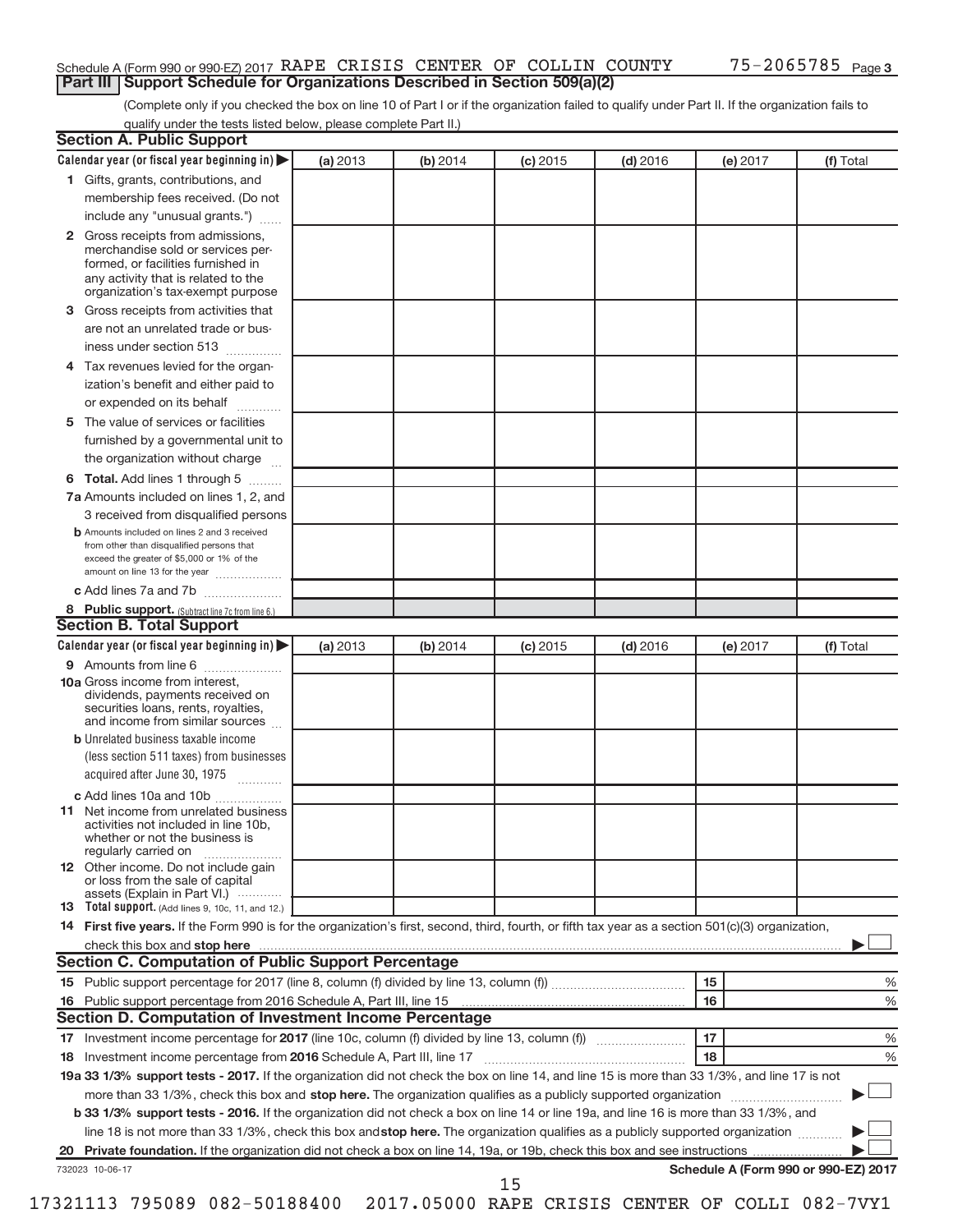Schedule A (Form 990 or 990-EZ) 2017 RAPE CRISIS CENTER OF COLLIN COUNTY 75-2065785 Page 3

## Part III Support Schedule for Organizations Described in Section 509(a)(2)

(Complete only if you checked the box on line 10 of Part I or if the organization failed to qualify under Part II. If the organization fails to qualify under the tests listed below, please complete Part II.)

### Section A. Public Support

| Calendar year (or fiscal year beginning in) ▶ | (a) 2013 | (b) 2014 | (c) 2015 | (d) 2016 | (e) 2017 | (f) Total |
|---|---|---|---|---|---|---|
| 1 Gifts, grants, contributions, and membership fees received. (Do not include any "unusual grants.") | | | | | | |
| 2 Gross receipts from admissions, merchandise sold or services performed, or facilities furnished in any activity that is related to the organization's tax-exempt purpose | | | | | | |
| 3 Gross receipts from activities that are not an unrelated trade or business under section 513 | | | | | | |
| 4 Tax revenues levied for the organization's benefit and either paid to or expended on its behalf | | | | | | |
| 5 The value of services or facilities furnished by a governmental unit to the organization without charge | | | | | | |
| 6 Total. Add lines 1 through 5 | | | | | | |
| 7a Amounts included on lines 1, 2, and 3 received from disqualified persons | | | | | | |
| b Amounts included on lines 2 and 3 received from other than disqualified persons that exceed the greater of $5,000 or 1% of the amount on line 13 for the year | | | | | | |
| c Add lines 7a and 7b | | | | | | |
| 8 Public support. (Subtract line 7c from line 6.) | | | | | | |

### Section B. Total Support

| Calendar year (or fiscal year beginning in) ▶ | (a) 2013 | (b) 2014 | (c) 2015 | (d) 2016 | (e) 2017 | (f) Total |
|---|---|---|---|---|---|---|
| 9 Amounts from line 6 | | | | | | |
| 10a Gross income from interest, dividends, payments received on securities loans, rents, royalties, and income from similar sources | | | | | | |
| b Unrelated business taxable income (less section 511 taxes) from businesses acquired after June 30, 1975 | | | | | | |
| c Add lines 10a and 10b | | | | | | |
| 11 Net income from unrelated business activities not included in line 10b, whether or not the business is regularly carried on | | | | | | |
| 12 Other income. Do not include gain or loss from the sale of capital assets (Explain in Part VI.) | | | | | | |
| 13 Total support. (Add lines 9, 10c, 11, and 12.) | | | | | | |

14 **First five years.** If the Form 990 is for the organization's first, second, third, fourth, or fifth tax year as a section 501(c)(3) organization, check this box and **stop here** ▶ ☐

### Section C. Computation of Public Support Percentage

| | | | |
|---|---|---|---|
| 15 | Public support percentage for 2017 (line 8, column (f) divided by line 13, column (f)) | 15 | % |
| 16 | Public support percentage from 2016 Schedule A, Part III, line 15 | 16 | % |

### Section D. Computation of Investment Income Percentage

| | | | |
|---|---|---|---|
| 17 | Investment income percentage for **2017** (line 10c, column (f) divided by line 13, column (f)) | 17 | % |
| 18 | Investment income percentage from **2016** Schedule A, Part III, line 17 | 18 | % |

**19a 33 1/3% support tests - 2017.** If the organization did not check the box on line 14, and line 15 is more than 33 1/3%, and line 17 is not more than 33 1/3%, check this box and **stop here.** The organization qualifies as a publicly supported organization ▶ ☐

**b 33 1/3% support tests - 2016.** If the organization did not check a box on line 14 or line 19a, and line 16 is more than 33 1/3%, and line 18 is not more than 33 1/3%, check this box and **stop here.** The organization qualifies as a publicly supported organization ▶ ☐

**20 Private foundation.** If the organization did not check a box on line 14, 19a, or 19b, check this box and see instructions ▶ ☐

732023 10-06-17 **Schedule A (Form 990 or 990-EZ) 2017**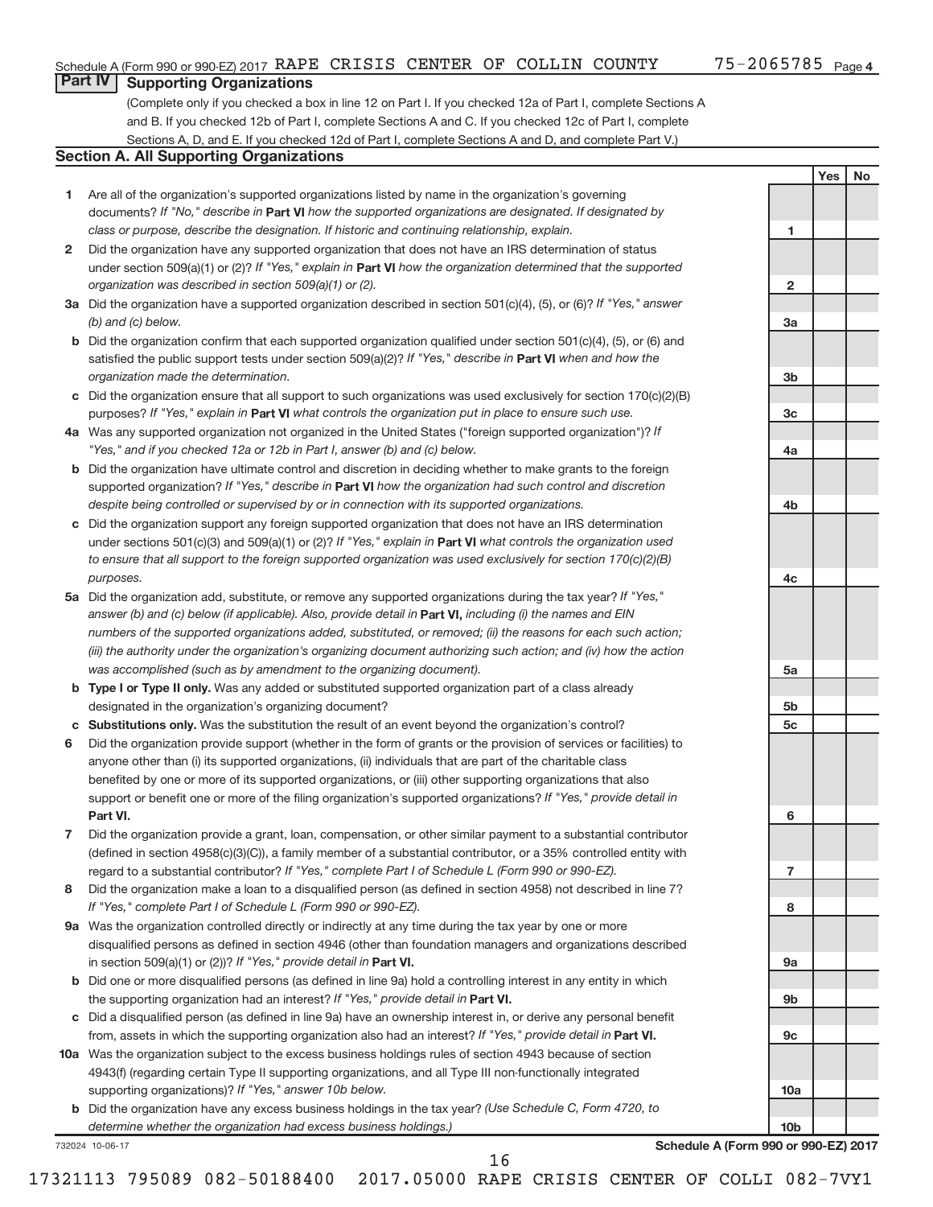Schedule A (Form 990 or 990-EZ) 2017 RAPE CRISIS CENTER OF COLLIN COUNTY 75-2065785 Page 4

## Part IV Supporting Organizations

(Complete only if you checked a box in line 12 on Part I. If you checked 12a of Part I, complete Sections A and B. If you checked 12b of Part I, complete Sections A and C. If you checked 12c of Part I, complete Sections A, D, and E. If you checked 12d of Part I, complete Sections A and D, and complete Part V.)

### Section A. All Supporting Organizations

| | | | Yes | No |
|---|---|---|---|---|
| **1** | Are all of the organization's supported organizations listed by name in the organization's governing documents? *If "No," describe in* **Part VI** *how the supported organizations are designated. If designated by class or purpose, describe the designation. If historic and continuing relationship, explain.* | 1 | | |
| **2** | Did the organization have any supported organization that does not have an IRS determination of status under section 509(a)(1) or (2)? *If "Yes," explain in* **Part VI** *how the organization determined that the supported organization was described in section 509(a)(1) or (2).* | 2 | | |
| **3a** | Did the organization have a supported organization described in section 501(c)(4), (5), or (6)? *If "Yes," answer (b) and (c) below.* | 3a | | |
| **b** | Did the organization confirm that each supported organization qualified under section 501(c)(4), (5), or (6) and satisfied the public support tests under section 509(a)(2)? *If "Yes," describe in* **Part VI** *when and how the organization made the determination.* | 3b | | |
| **c** | Did the organization ensure that all support to such organizations was used exclusively for section 170(c)(2)(B) purposes? *If "Yes," explain in* **Part VI** *what controls the organization put in place to ensure such use.* | 3c | | |
| **4a** | Was any supported organization not organized in the United States ("foreign supported organization")? *If "Yes," and if you checked 12a or 12b in Part I, answer (b) and (c) below.* | 4a | | |
| **b** | Did the organization have ultimate control and discretion in deciding whether to make grants to the foreign supported organization? *If "Yes," describe in* **Part VI** *how the organization had such control and discretion despite being controlled or supervised by or in connection with its supported organizations.* | 4b | | |
| **c** | Did the organization support any foreign supported organization that does not have an IRS determination under sections 501(c)(3) and 509(a)(1) or (2)? *If "Yes," explain in* **Part VI** *what controls the organization used to ensure that all support to the foreign supported organization was used exclusively for section 170(c)(2)(B) purposes.* | 4c | | |
| **5a** | Did the organization add, substitute, or remove any supported organizations during the tax year? *If "Yes," answer (b) and (c) below (if applicable). Also, provide detail in* **Part VI,** *including (i) the names and EIN numbers of the supported organizations added, substituted, or removed; (ii) the reasons for each such action; (iii) the authority under the organization's organizing document authorizing such action; and (iv) how the action was accomplished (such as by amendment to the organizing document).* | 5a | | |
| **b** | **Type I or Type II only.** Was any added or substituted supported organization part of a class already designated in the organization's organizing document? | 5b | | |
| **c** | **Substitutions only.** Was the substitution the result of an event beyond the organization's control? | 5c | | |
| **6** | Did the organization provide support (whether in the form of grants or the provision of services or facilities) to anyone other than (i) its supported organizations, (ii) individuals that are part of the charitable class benefited by one or more of its supported organizations, or (iii) other supporting organizations that also support or benefit one or more of the filing organization's supported organizations? *If "Yes," provide detail in* **Part VI.** | 6 | | |
| **7** | Did the organization provide a grant, loan, compensation, or other similar payment to a substantial contributor (defined in section 4958(c)(3)(C)), a family member of a substantial contributor, or a 35% controlled entity with regard to a substantial contributor? *If "Yes," complete Part I of Schedule L (Form 990 or 990-EZ).* | 7 | | |
| **8** | Did the organization make a loan to a disqualified person (as defined in section 4958) not described in line 7? *If "Yes," complete Part I of Schedule L (Form 990 or 990-EZ).* | 8 | | |
| **9a** | Was the organization controlled directly or indirectly at any time during the tax year by one or more disqualified persons as defined in section 4946 (other than foundation managers and organizations described in section 509(a)(1) or (2))? *If "Yes," provide detail in* **Part VI.** | 9a | | |
| **b** | Did one or more disqualified persons (as defined in line 9a) hold a controlling interest in any entity in which the supporting organization had an interest? *If "Yes," provide detail in* **Part VI.** | 9b | | |
| **c** | Did a disqualified person (as defined in line 9a) have an ownership interest in, or derive any personal benefit from, assets in which the supporting organization also had an interest? *If "Yes," provide detail in* **Part VI.** | 9c | | |
| **10a** | Was the organization subject to the excess business holdings rules of section 4943 because of section 4943(f) (regarding certain Type II supporting organizations, and all Type III non-functionally integrated supporting organizations)? *If "Yes," answer 10b below.* | 10a | | |
| **b** | Did the organization have any excess business holdings in the tax year? *(Use Schedule C, Form 4720, to determine whether the organization had excess business holdings.)* | 10b | | |

732024 10-06-17 **Schedule A (Form 990 or 990-EZ) 2017**

17321113 795089 082-50188400 2017.05000 RAPE CRISIS CENTER OF COLLI 082-7VY1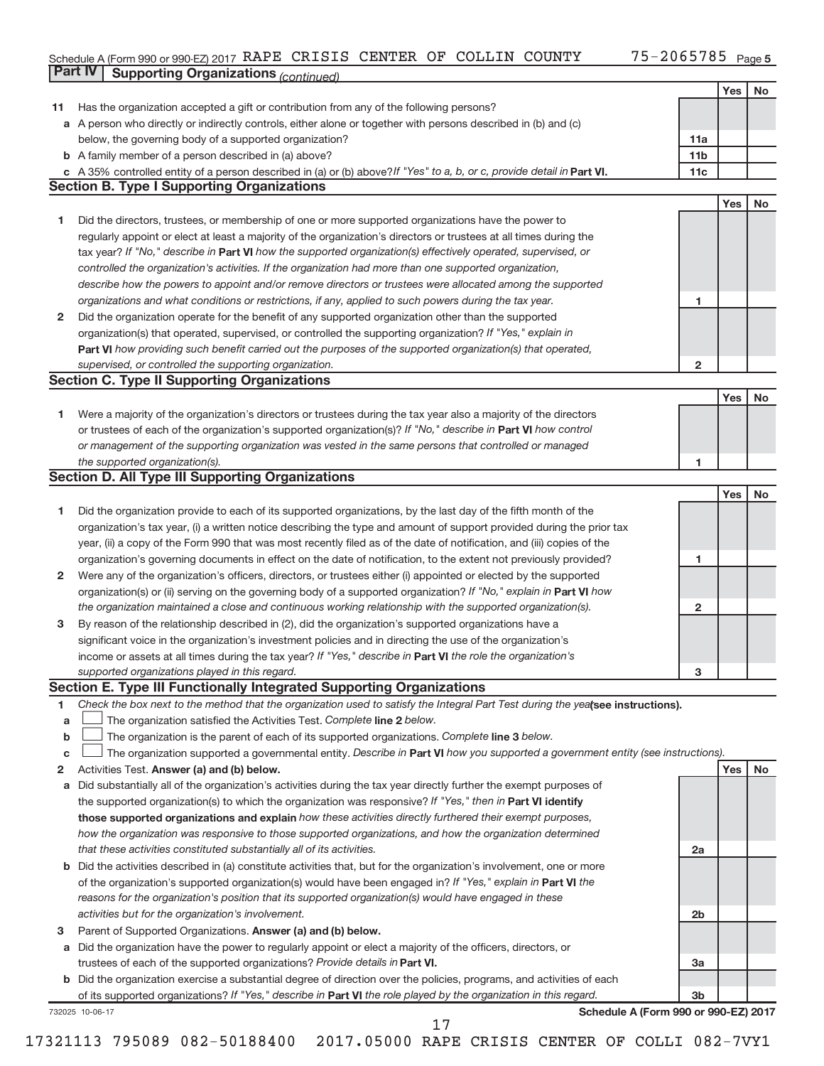Schedule A (Form 990 or 990-EZ) 2017 RAPE CRISIS CENTER OF COLLIN COUNTY 75-2065785 Page 5

**Part IV Supporting Organizations** *(continued)*

| | | | Yes | No |
|---|---|---|---|---|
| **11** | Has the organization accepted a gift or contribution from any of the following persons? | | | |
| **a** | A person who directly or indirectly controls, either alone or together with persons described in (b) and (c) below, the governing body of a supported organization? | **11a** | | |
| **b** | A family member of a person described in (a) above? | **11b** | | |
| **c** | A 35% controlled entity of a person described in (a) or (b) above? *If "Yes" to a, b, or c, provide detail in* **Part VI.** | **11c** | | |

**Section B. Type I Supporting Organizations**

| | | | Yes | No |
|---|---|---|---|---|
| **1** | Did the directors, trustees, or membership of one or more supported organizations have the power to regularly appoint or elect at least a majority of the organization's directors or trustees at all times during the tax year? *If "No," describe in* **Part VI** *how the supported organization(s) effectively operated, supervised, or controlled the organization's activities. If the organization had more than one supported organization, describe how the powers to appoint and/or remove directors or trustees were allocated among the supported organizations and what conditions or restrictions, if any, applied to such powers during the tax year.* | **1** | | |
| **2** | Did the organization operate for the benefit of any supported organization other than the supported organization(s) that operated, supervised, or controlled the supporting organization? *If "Yes," explain in* **Part VI** *how providing such benefit carried out the purposes of the supported organization(s) that operated, supervised, or controlled the supporting organization.* | **2** | | |

**Section C. Type II Supporting Organizations**

| | | | Yes | No |
|---|---|---|---|---|
| **1** | Were a majority of the organization's directors or trustees during the tax year also a majority of the directors or trustees of each of the organization's supported organization(s)? *If "No," describe in* **Part VI** *how control or management of the supporting organization was vested in the same persons that controlled or managed the supported organization(s).* | **1** | | |

**Section D. All Type III Supporting Organizations**

| | | | Yes | No |
|---|---|---|---|---|
| **1** | Did the organization provide to each of its supported organizations, by the last day of the fifth month of the organization's tax year, (i) a written notice describing the type and amount of support provided during the prior tax year, (ii) a copy of the Form 990 that was most recently filed as of the date of notification, and (iii) copies of the organization's governing documents in effect on the date of notification, to the extent not previously provided? | **1** | | |
| **2** | Were any of the organization's officers, directors, or trustees either (i) appointed or elected by the supported organization(s) or (ii) serving on the governing body of a supported organization? *If "No," explain in* **Part VI** *how the organization maintained a close and continuous working relationship with the supported organization(s).* | **2** | | |
| **3** | By reason of the relationship described in (2), did the organization's supported organizations have a significant voice in the organization's investment policies and in directing the use of the organization's income or assets at all times during the tax year? *If "Yes," describe in* **Part VI** *the role the organization's supported organizations played in this regard.* | **3** | | |

**Section E. Type III Functionally Integrated Supporting Organizations**

**1** *Check the box next to the method that the organization used to satisfy the Integral Part Test during the year* **(see instructions).**

**a** ☐ The organization satisfied the Activities Test. *Complete* **line 2** *below.*

**b** ☐ The organization is the parent of each of its supported organizations. *Complete* **line 3** *below.*

**c** ☐ The organization supported a governmental entity. *Describe in* **Part VI** *how you supported a government entity (see instructions).*

| | | | Yes | No |
|---|---|---|---|---|
| **2** | Activities Test. **Answer (a) and (b) below.** | | | |
| **a** | Did substantially all of the organization's activities during the tax year directly further the exempt purposes of the supported organization(s) to which the organization was responsive? *If "Yes," then in* **Part VI identify those supported organizations and explain** *how these activities directly furthered their exempt purposes, how the organization was responsive to those supported organizations, and how the organization determined that these activities constituted substantially all of its activities.* | **2a** | | |
| **b** | Did the activities described in (a) constitute activities that, but for the organization's involvement, one or more of the organization's supported organization(s) would have been engaged in? *If "Yes," explain in* **Part VI** *the reasons for the organization's position that its supported organization(s) would have engaged in these activities but for the organization's involvement.* | **2b** | | |
| **3** | Parent of Supported Organizations. **Answer (a) and (b) below.** | | | |
| **a** | Did the organization have the power to regularly appoint or elect a majority of the officers, directors, or trustees of each of the supported organizations? *Provide details in* **Part VI.** | **3a** | | |
| **b** | Did the organization exercise a substantial degree of direction over the policies, programs, and activities of each of its supported organizations? *If "Yes," describe in* **Part VI** *the role played by the organization in this regard.* | **3b** | | |

732025 10-06-17 **Schedule A (Form 990 or 990-EZ) 2017**

17321113 795089 082-50188400 2017.05000 RAPE CRISIS CENTER OF COLLI 082-7VY1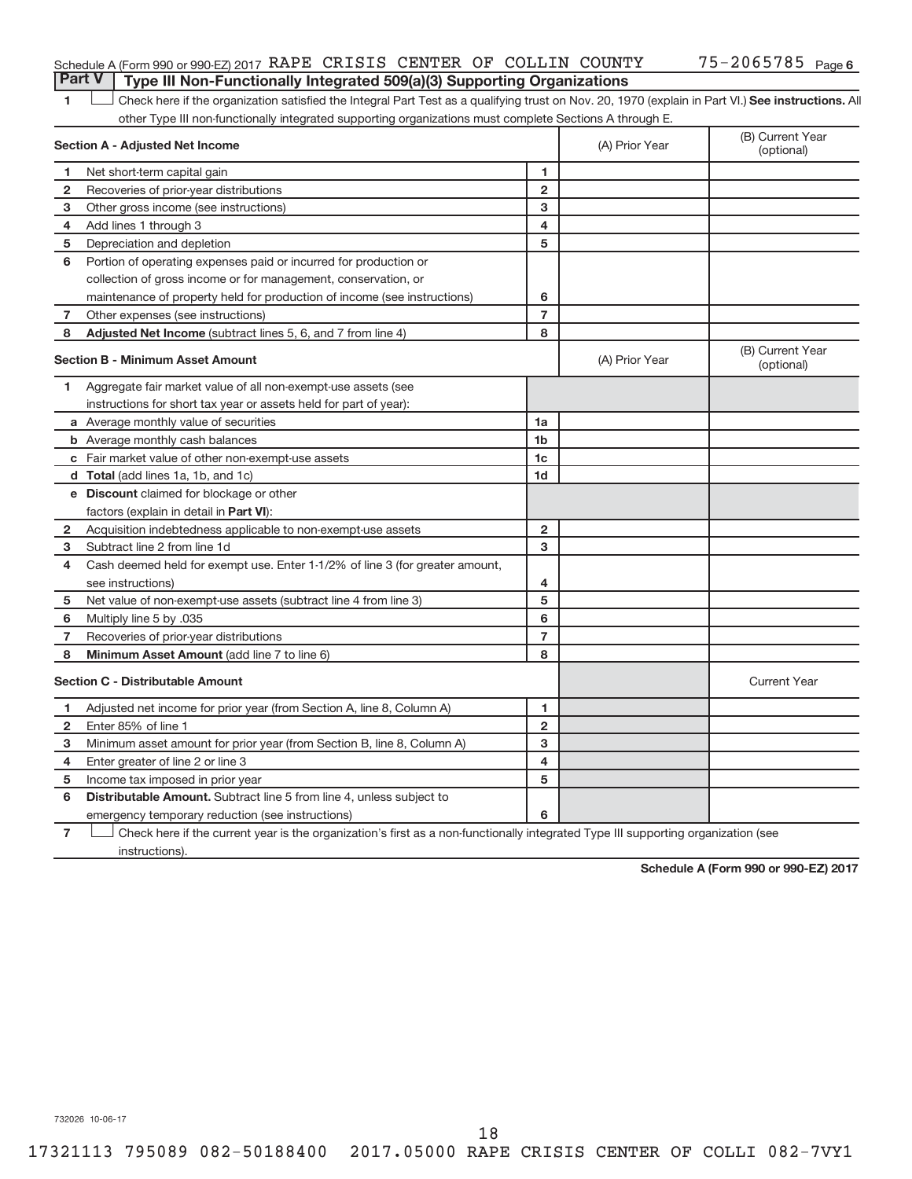Schedule A (Form 990 or 990-EZ) 2017 RAPE CRISIS CENTER OF COLLIN COUNTY 75-2065785 Page 6

## Part V | Type III Non-Functionally Integrated 509(a)(3) Supporting Organizations

1 ☐ Check here if the organization satisfied the Integral Part Test as a qualifying trust on Nov. 20, 1970 (explain in Part VI.) **See instructions.** All other Type III non-functionally integrated supporting organizations must complete Sections A through E.

| **Section A - Adjusted Net Income** | | | (A) Prior Year | (B) Current Year (optional) |
|---|---|---|---|---|
| 1 | Net short-term capital gain | 1 | | |
| 2 | Recoveries of prior-year distributions | 2 | | |
| 3 | Other gross income (see instructions) | 3 | | |
| 4 | Add lines 1 through 3 | 4 | | |
| 5 | Depreciation and depletion | 5 | | |
| 6 | Portion of operating expenses paid or incurred for production or collection of gross income or for management, conservation, or maintenance of property held for production of income (see instructions) | 6 | | |
| 7 | Other expenses (see instructions) | 7 | | |
| 8 | **Adjusted Net Income** (subtract lines 5, 6, and 7 from line 4) | 8 | | |

| **Section B - Minimum Asset Amount** | | | (A) Prior Year | (B) Current Year (optional) |
|---|---|---|---|---|
| 1 | Aggregate fair market value of all non-exempt-use assets (see instructions for short tax year or assets held for part of year): | | | |
| a | Average monthly value of securities | 1a | | |
| b | Average monthly cash balances | 1b | | |
| c | Fair market value of other non-exempt-use assets | 1c | | |
| d | **Total** (add lines 1a, 1b, and 1c) | 1d | | |
| e | **Discount** claimed for blockage or other factors (explain in detail in **Part VI**): | | | |
| 2 | Acquisition indebtedness applicable to non-exempt-use assets | 2 | | |
| 3 | Subtract line 2 from line 1d | 3 | | |
| 4 | Cash deemed held for exempt use. Enter 1-1/2% of line 3 (for greater amount, see instructions) | 4 | | |
| 5 | Net value of non-exempt-use assets (subtract line 4 from line 3) | 5 | | |
| 6 | Multiply line 5 by .035 | 6 | | |
| 7 | Recoveries of prior-year distributions | 7 | | |
| 8 | **Minimum Asset Amount** (add line 7 to line 6) | 8 | | |

| **Section C - Distributable Amount** | | | | Current Year |
|---|---|---|---|---|
| 1 | Adjusted net income for prior year (from Section A, line 8, Column A) | 1 | | |
| 2 | Enter 85% of line 1 | 2 | | |
| 3 | Minimum asset amount for prior year (from Section B, line 8, Column A) | 3 | | |
| 4 | Enter greater of line 2 or line 3 | 4 | | |
| 5 | Income tax imposed in prior year | 5 | | |
| 6 | **Distributable Amount.** Subtract line 5 from line 4, unless subject to emergency temporary reduction (see instructions) | 6 | | |

7 ☐ Check here if the current year is the organization's first as a non-functionally integrated Type III supporting organization (see instructions).

**Schedule A (Form 990 or 990-EZ) 2017**

732026 10-06-17

17321113 795089 082-50188400 2017.05000 RAPE CRISIS CENTER OF COLLI 082-7VY1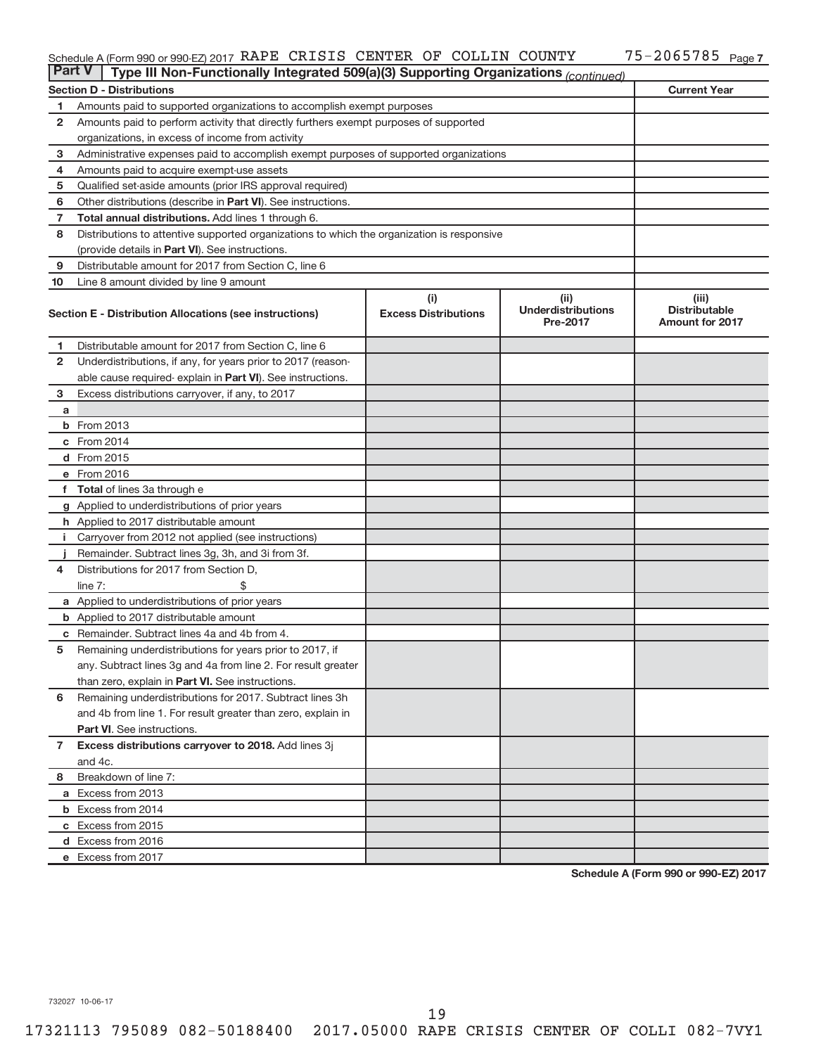Schedule A (Form 990 or 990-EZ) 2017 RAPE CRISIS CENTER OF COLLIN COUNTY 75-2065785 Page 7

**Part V | Type III Non-Functionally Integrated 509(a)(3) Supporting Organizations** *(continued)*

| Section D - Distributions | | Current Year |
|---|---|---|
| 1 | Amounts paid to supported organizations to accomplish exempt purposes | |
| 2 | Amounts paid to perform activity that directly furthers exempt purposes of supported organizations, in excess of income from activity | |
| 3 | Administrative expenses paid to accomplish exempt purposes of supported organizations | |
| 4 | Amounts paid to acquire exempt-use assets | |
| 5 | Qualified set-aside amounts (prior IRS approval required) | |
| 6 | Other distributions (describe in **Part VI**). See instructions. | |
| 7 | **Total annual distributions.** Add lines 1 through 6. | |
| 8 | Distributions to attentive supported organizations to which the organization is responsive (provide details in **Part VI**). See instructions. | |
| 9 | Distributable amount for 2017 from Section C, line 6 | |
| 10 | Line 8 amount divided by line 9 amount | |

| Section E - Distribution Allocations (see instructions) | | (i) Excess Distributions | (ii) Underdistributions Pre-2017 | (iii) Distributable Amount for 2017 |
|---|---|---|---|---|
| 1 | Distributable amount for 2017 from Section C, line 6 | | | |
| 2 | Underdistributions, if any, for years prior to 2017 (reasonable cause required- explain in **Part VI**). See instructions. | | | |
| 3 | Excess distributions carryover, if any, to 2017 | | | |
| a | | | | |
| b | From 2013 | | | |
| c | From 2014 | | | |
| d | From 2015 | | | |
| e | From 2016 | | | |
| f | **Total** of lines 3a through e | | | |
| g | Applied to underdistributions of prior years | | | |
| h | Applied to 2017 distributable amount | | | |
| i | Carryover from 2012 not applied (see instructions) | | | |
| j | Remainder. Subtract lines 3g, 3h, and 3i from 3f. | | | |
| 4 | Distributions for 2017 from Section D, line 7: $ | | | |
| a | Applied to underdistributions of prior years | | | |
| b | Applied to 2017 distributable amount | | | |
| c | Remainder. Subtract lines 4a and 4b from 4. | | | |
| 5 | Remaining underdistributions for years prior to 2017, if any. Subtract lines 3g and 4a from line 2. For result greater than zero, explain in **Part VI.** See instructions. | | | |
| 6 | Remaining underdistributions for 2017. Subtract lines 3h and 4b from line 1. For result greater than zero, explain in **Part VI**. See instructions. | | | |
| 7 | **Excess distributions carryover to 2018.** Add lines 3j and 4c. | | | |
| 8 | Breakdown of line 7: | | | |
| a | Excess from 2013 | | | |
| b | Excess from 2014 | | | |
| c | Excess from 2015 | | | |
| d | Excess from 2016 | | | |
| e | Excess from 2017 | | | |

**Schedule A (Form 990 or 990-EZ) 2017**

732027 10-06-17

17321113 795089 082-50188400 2017.05000 RAPE CRISIS CENTER OF COLLI 082-7VY1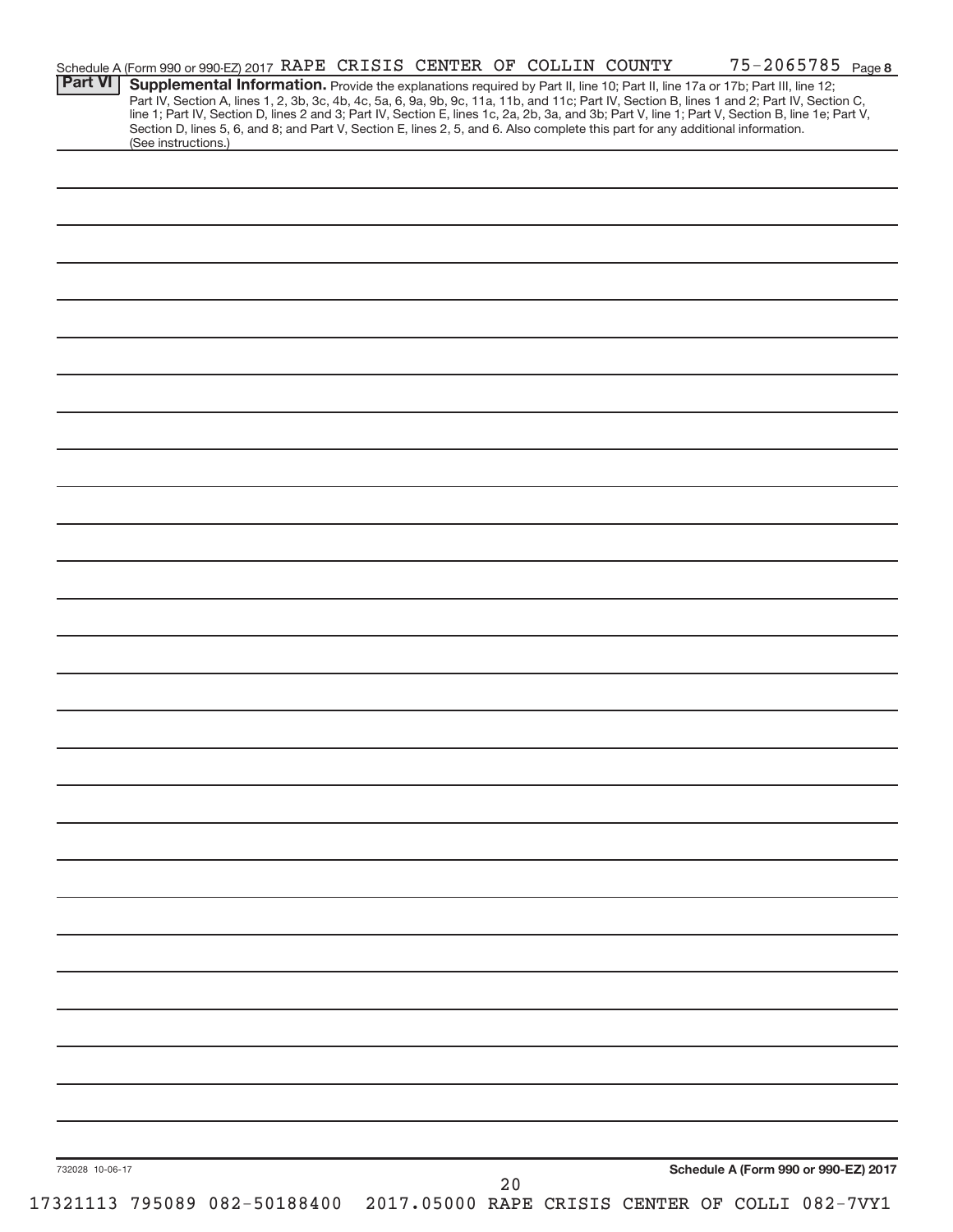Schedule A (Form 990 or 990-EZ) 2017 RAPE CRISIS CENTER OF COLLIN COUNTY 75-2065785 Page 8

**Part VI** **Supplemental Information.** Provide the explanations required by Part II, line 10; Part II, line 17a or 17b; Part III, line 12; Part IV, Section A, lines 1, 2, 3b, 3c, 4b, 4c, 5a, 6, 9a, 9b, 9c, 11a, 11b, and 11c; Part IV, Section B, lines 1 and 2; Part IV, Section C, line 1; Part IV, Section D, lines 2 and 3; Part IV, Section E, lines 1c, 2a, 2b, 3a, and 3b; Part V, line 1; Part V, Section B, line 1e; Part V, Section D, lines 5, 6, and 8; and Part V, Section E, lines 2, 5, and 6. Also complete this part for any additional information. (See instructions.)

732028 10-06-17

**Schedule A (Form 990 or 990-EZ) 2017**

17321113 795089 082-50188400 2017.05000 RAPE CRISIS CENTER OF COLLI 082-7VY1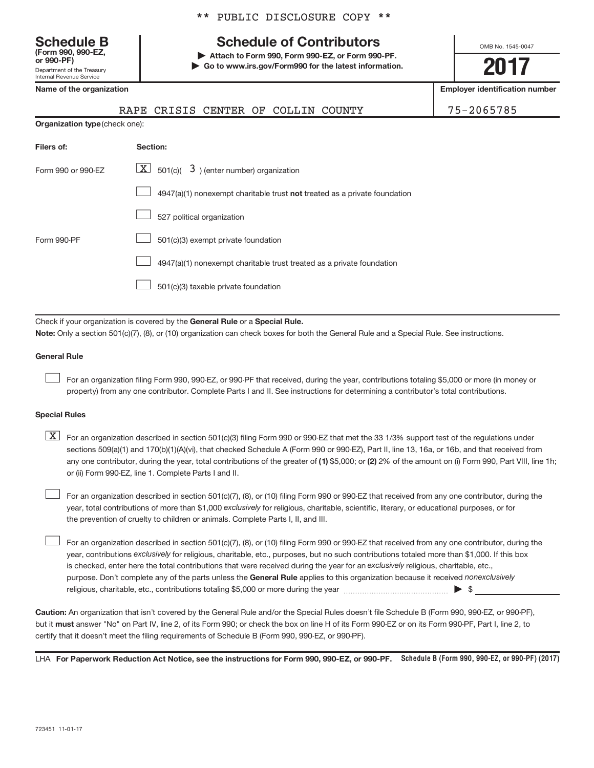** PUBLIC DISCLOSURE COPY **

# Schedule B
**(Form 990, 990-EZ, or 990-PF)**
Department of the Treasury
Internal Revenue Service

## Schedule of Contributors

▶ **Attach to Form 990, Form 990-EZ, or Form 990-PF.**
▶ **Go to www.irs.gov/Form990 for the latest information.**

OMB No. 1545-0047

**2017**

| Name of the organization | Employer identification number |
|---|---|
| RAPE CRISIS CENTER OF COLLIN COUNTY | 75-2065785 |

**Organization type** (check one):

| Filers of: | Section: |
|---|---|
| Form 990 or 990-EZ | [X] 501(c)( 3 ) (enter number) organization |
| | [ ] 4947(a)(1) nonexempt charitable trust **not** treated as a private foundation |
| | [ ] 527 political organization |
| Form 990-PF | [ ] 501(c)(3) exempt private foundation |
| | [ ] 4947(a)(1) nonexempt charitable trust treated as a private foundation |
| | [ ] 501(c)(3) taxable private foundation |

Check if your organization is covered by the **General Rule** or a **Special Rule.**

**Note:** Only a section 501(c)(7), (8), or (10) organization can check boxes for both the General Rule and a Special Rule. See instructions.

**General Rule**

[ ] For an organization filing Form 990, 990-EZ, or 990-PF that received, during the year, contributions totaling $5,000 or more (in money or property) from any one contributor. Complete Parts I and II. See instructions for determining a contributor's total contributions.

**Special Rules**

[X] For an organization described in section 501(c)(3) filing Form 990 or 990-EZ that met the 33 1/3% support test of the regulations under sections 509(a)(1) and 170(b)(1)(A)(vi), that checked Schedule A (Form 990 or 990-EZ), Part II, line 13, 16a, or 16b, and that received from any one contributor, during the year, total contributions of the greater of **(1)** $5,000; or **(2)** 2% of the amount on (i) Form 990, Part VIII, line 1h; or (ii) Form 990-EZ, line 1. Complete Parts I and II.

[ ] For an organization described in section 501(c)(7), (8), or (10) filing Form 990 or 990-EZ that received from any one contributor, during the year, total contributions of more than $1,000 *exclusively* for religious, charitable, scientific, literary, or educational purposes, or for the prevention of cruelty to children or animals. Complete Parts I, II, and III.

[ ] For an organization described in section 501(c)(7), (8), or (10) filing Form 990 or 990-EZ that received from any one contributor, during the year, contributions *exclusively* for religious, charitable, etc., purposes, but no such contributions totaled more than $1,000. If this box is checked, enter here the total contributions that were received during the year for an *exclusively* religious, charitable, etc., purpose. Don't complete any of the parts unless the **General Rule** applies to this organization because it received *nonexclusively* religious, charitable, etc., contributions totaling $5,000 or more during the year ▶ $ ____________

**Caution:** An organization that isn't covered by the General Rule and/or the Special Rules doesn't file Schedule B (Form 990, 990-EZ, or 990-PF), but it **must** answer "No" on Part IV, line 2, of its Form 990; or check the box on line H of its Form 990-EZ or on its Form 990-PF, Part I, line 2, to certify that it doesn't meet the filing requirements of Schedule B (Form 990, 990-EZ, or 990-PF).

LHA **For Paperwork Reduction Act Notice, see the instructions for Form 990, 990-EZ, or 990-PF.** **Schedule B (Form 990, 990-EZ, or 990-PF) (2017)**

723451 11-01-17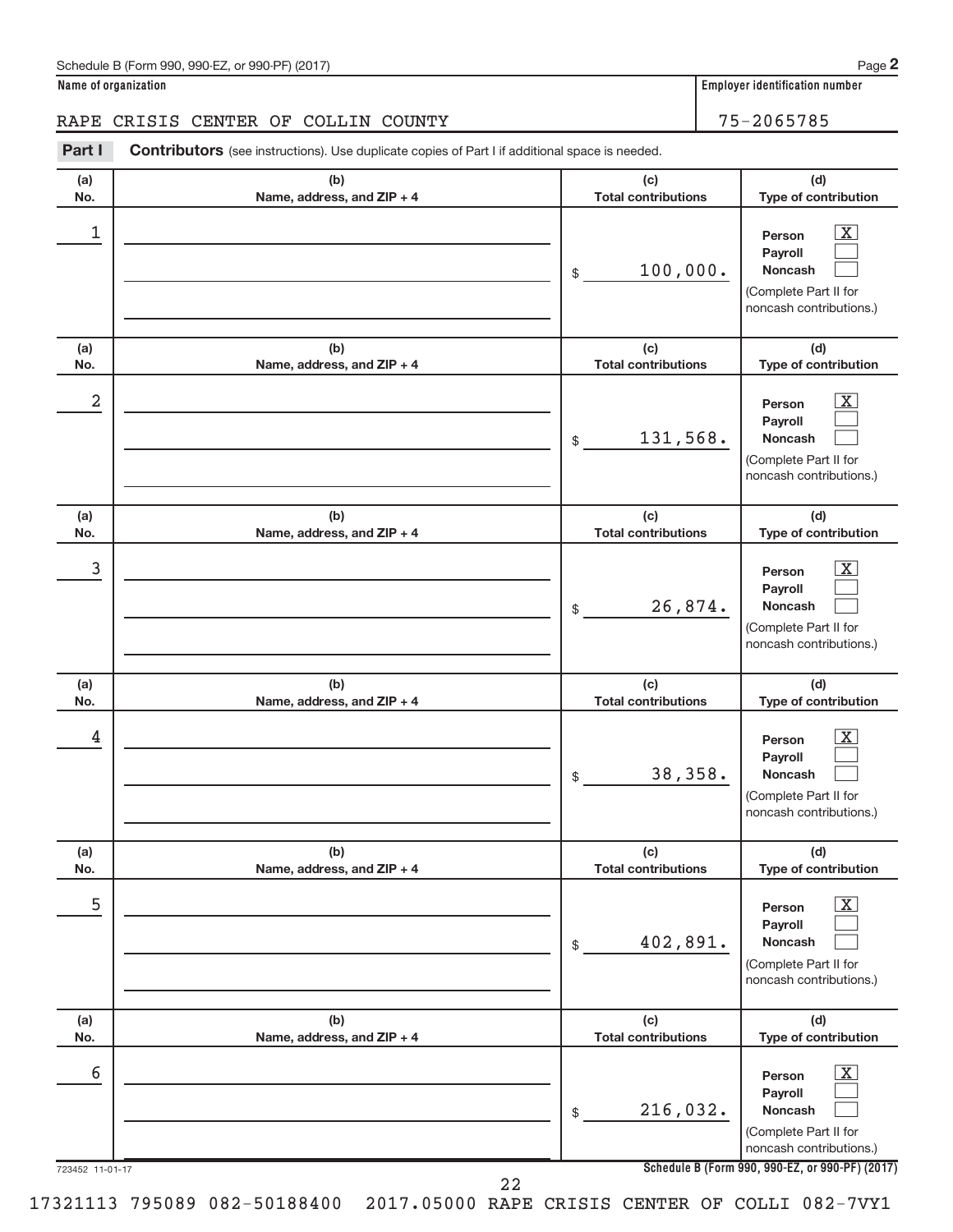Schedule B (Form 990, 990-EZ, or 990-PF) (2017) Page **2**

**Name of organization**

RAPE CRISIS CENTER OF COLLIN COUNTY

**Employer identification number**

75-2065785

**Part I** **Contributors** (see instructions). Use duplicate copies of Part I if additional space is needed.

| (a) No. | (b) Name, address, and ZIP + 4 | (c) Total contributions | (d) Type of contribution |
|---|---|---|---|
| 1 | | $ 100,000. | Person [X] Payroll [ ] Noncash [ ] (Complete Part II for noncash contributions.) |
| 2 | | $ 131,568. | Person [X] Payroll [ ] Noncash [ ] (Complete Part II for noncash contributions.) |
| 3 | | $ 26,874. | Person [X] Payroll [ ] Noncash [ ] (Complete Part II for noncash contributions.) |
| 4 | | $ 38,358. | Person [X] Payroll [ ] Noncash [ ] (Complete Part II for noncash contributions.) |
| 5 | | $ 402,891. | Person [X] Payroll [ ] Noncash [ ] (Complete Part II for noncash contributions.) |
| 6 | | $ 216,032. | Person [X] Payroll [ ] Noncash [ ] (Complete Part II for noncash contributions.) |

723452 11-01-17 **Schedule B (Form 990, 990-EZ, or 990-PF) (2017)**

17321113 795089 082-50188400 2017.05000 RAPE CRISIS CENTER OF COLLI 082-7VY1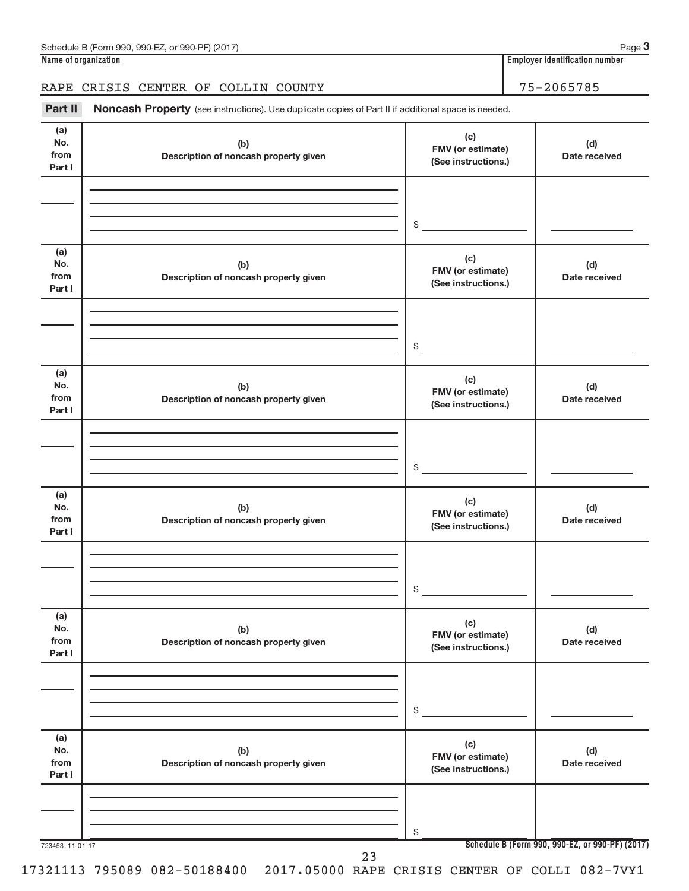Schedule B (Form 990, 990-EZ, or 990-PF) (2017) Page **3**

**Name of organization** | **Employer identification number**

RAPE CRISIS CENTER OF COLLIN COUNTY | 75-2065785

**Part II** **Noncash Property** (see instructions). Use duplicate copies of Part II if additional space is needed.

| (a) No. from Part I | (b) Description of noncash property given | (c) FMV (or estimate) (See instructions.) | (d) Date received |
|---|---|---|---|
| | | $ | |

| (a) No. from Part I | (b) Description of noncash property given | (c) FMV (or estimate) (See instructions.) | (d) Date received |
|---|---|---|---|
| | | $ | |

| (a) No. from Part I | (b) Description of noncash property given | (c) FMV (or estimate) (See instructions.) | (d) Date received |
|---|---|---|---|
| | | $ | |

| (a) No. from Part I | (b) Description of noncash property given | (c) FMV (or estimate) (See instructions.) | (d) Date received |
|---|---|---|---|
| | | $ | |

| (a) No. from Part I | (b) Description of noncash property given | (c) FMV (or estimate) (See instructions.) | (d) Date received |
|---|---|---|---|
| | | $ | |

| (a) No. from Part I | (b) Description of noncash property given | (c) FMV (or estimate) (See instructions.) | (d) Date received |
|---|---|---|---|
| | | $ | |

723453 11-01-17 **Schedule B (Form 990, 990-EZ, or 990-PF) (2017)**

17321113 795089 082-50188400 2017.05000 RAPE CRISIS CENTER OF COLLI 082-7VY1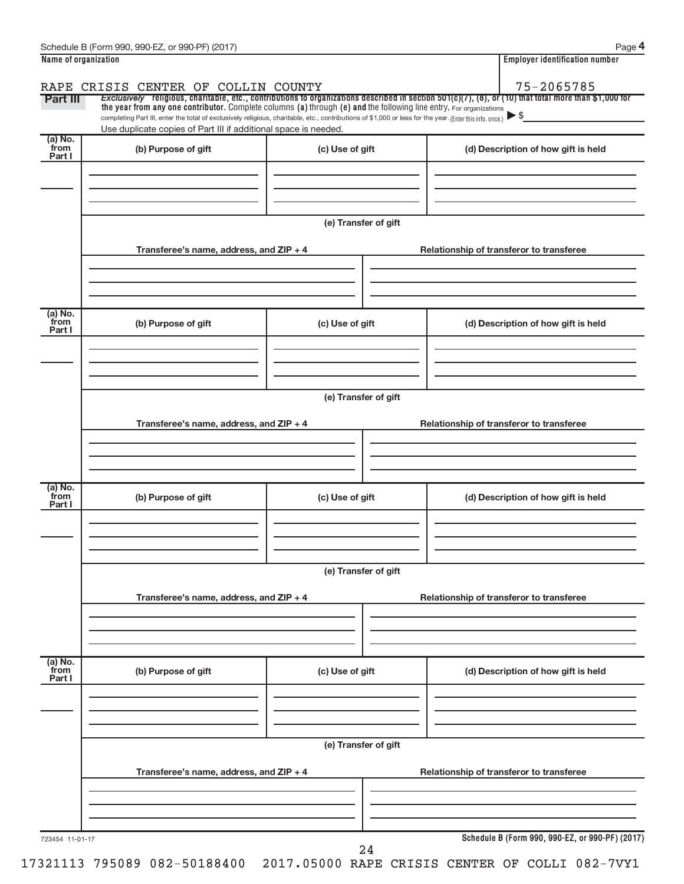Schedule B (Form 990, 990-EZ, or 990-PF) (2017)

| Name of organization | Employer identification number |
|---|---|
| RAPE CRISIS CENTER OF COLLIN COUNTY | 75-2065785 |

**Part III** *Exclusively* religious, charitable, etc., contributions to organizations described in section 501(c)(7), (8), or (10) that total more than $1,000 for the year from any one contributor. Complete columns **(a)** through **(e)** and the following line entry. For organizations completing Part III, enter the total of exclusively religious, charitable, etc., contributions of $1,000 or less for the year. (Enter this info. once.) ▶ $

Use duplicate copies of Part III if additional space is needed.

| (a) No. from Part I | (b) Purpose of gift | (c) Use of gift | (d) Description of how gift is held |
|---|---|---|---|
| | | | |

(e) Transfer of gift

| Transferee's name, address, and ZIP + 4 | Relationship of transferor to transferee |
|---|---|
| | |

| (a) No. from Part I | (b) Purpose of gift | (c) Use of gift | (d) Description of how gift is held |
|---|---|---|---|
| | | | |

(e) Transfer of gift

| Transferee's name, address, and ZIP + 4 | Relationship of transferor to transferee |
|---|---|
| | |

| (a) No. from Part I | (b) Purpose of gift | (c) Use of gift | (d) Description of how gift is held |
|---|---|---|---|
| | | | |

(e) Transfer of gift

| Transferee's name, address, and ZIP + 4 | Relationship of transferor to transferee |
|---|---|
| | |

| (a) No. from Part I | (b) Purpose of gift | (c) Use of gift | (d) Description of how gift is held |
|---|---|---|---|
| | | | |

(e) Transfer of gift

| Transferee's name, address, and ZIP + 4 | Relationship of transferor to transferee |
|---|---|
| | |

723454 11-01-17

**Schedule B (Form 990, 990-EZ, or 990-PF) (2017)**

17321113 795089 082-50188400 2017.05000 RAPE CRISIS CENTER OF COLLI 082-7VY1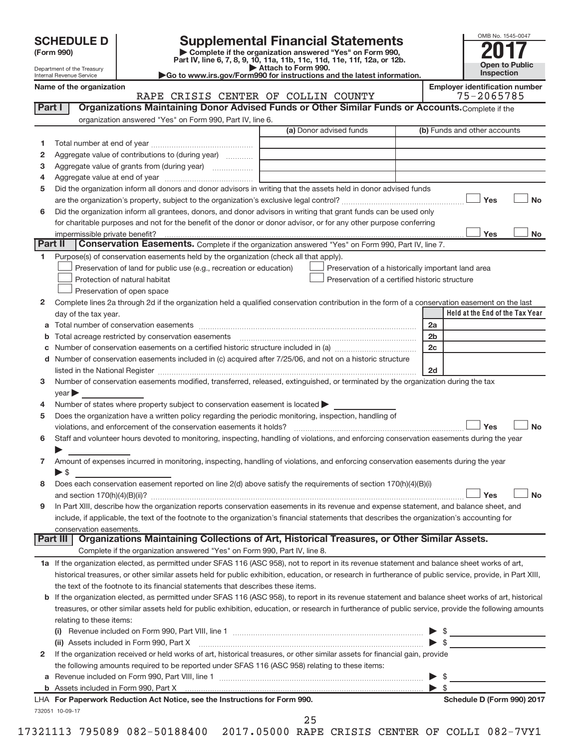**SCHEDULE D (Form 990)**

Department of the Treasury
Internal Revenue Service

# Supplemental Financial Statements

▶ Complete if the organization answered "Yes" on Form 990, Part IV, line 6, 7, 8, 9, 10, 11a, 11b, 11c, 11d, 11e, 11f, 12a, or 12b.
▶ Attach to Form 990.
▶Go to www.irs.gov/Form990 for instructions and the latest information.

OMB No. 1545-0047
**2017**
**Open to Public Inspection**

Name of the organization: RAPE CRISIS CENTER OF COLLIN COUNTY

Employer identification number: 75-2065785

## Part I Organizations Maintaining Donor Advised Funds or Other Similar Funds or Accounts.

Complete if the organization answered "Yes" on Form 990, Part IV, line 6.

| | | (a) Donor advised funds | (b) Funds and other accounts |
|---|---|---|---|
| 1 | Total number at end of year | | |
| 2 | Aggregate value of contributions to (during year) | | |
| 3 | Aggregate value of grants from (during year) | | |
| 4 | Aggregate value at end of year | | |

5 Did the organization inform all donors and donor advisors in writing that the assets held in donor advised funds are the organization's property, subject to the organization's exclusive legal control? ☐ Yes ☐ No

6 Did the organization inform all grantees, donors, and donor advisors in writing that grant funds can be used only for charitable purposes and not for the benefit of the donor or donor advisor, or for any other purpose conferring impermissible private benefit? ☐ Yes ☐ No

## Part II Conservation Easements.

Complete if the organization answered "Yes" on Form 990, Part IV, line 7.

1 Purpose(s) of conservation easements held by the organization (check all that apply).

- ☐ Preservation of land for public use (e.g., recreation or education)
- ☐ Protection of natural habitat
- ☐ Preservation of open space
- ☐ Preservation of a historically important land area
- ☐ Preservation of a certified historic structure

2 Complete lines 2a through 2d if the organization held a qualified conservation contribution in the form of a conservation easement on the last day of the tax year.

| | | | Held at the End of the Tax Year |
|---|---|---|---|
| a | Total number of conservation easements | 2a | |
| b | Total acreage restricted by conservation easements | 2b | |
| c | Number of conservation easements on a certified historic structure included in (a) | 2c | |
| d | Number of conservation easements included in (c) acquired after 7/25/06, and not on a historic structure listed in the National Register | 2d | |

3 Number of conservation easements modified, transferred, released, extinguished, or terminated by the organization during the tax year ▶

4 Number of states where property subject to conservation easement is located ▶

5 Does the organization have a written policy regarding the periodic monitoring, inspection, handling of violations, and enforcement of the conservation easements it holds? ☐ Yes ☐ No

6 Staff and volunteer hours devoted to monitoring, inspecting, handling of violations, and enforcing conservation easements during the year ▶

7 Amount of expenses incurred in monitoring, inspecting, handling of violations, and enforcing conservation easements during the year ▶ $

8 Does each conservation easement reported on line 2(d) above satisfy the requirements of section 170(h)(4)(B)(i) and section 170(h)(4)(B)(ii)? ☐ Yes ☐ No

9 In Part XIII, describe how the organization reports conservation easements in its revenue and expense statement, and balance sheet, and include, if applicable, the text of the footnote to the organization's financial statements that describes the organization's accounting for conservation easements.

## Part III Organizations Maintaining Collections of Art, Historical Treasures, or Other Similar Assets.

Complete if the organization answered "Yes" on Form 990, Part IV, line 8.

1a If the organization elected, as permitted under SFAS 116 (ASC 958), not to report in its revenue statement and balance sheet works of art, historical treasures, or other similar assets held for public exhibition, education, or research in furtherance of public service, provide, in Part XIII, the text of the footnote to its financial statements that describes these items.

b If the organization elected, as permitted under SFAS 116 (ASC 958), to report in its revenue statement and balance sheet works of art, historical treasures, or other similar assets held for public exhibition, education, or research in furtherance of public service, provide the following amounts relating to these items:

(i) Revenue included on Form 990, Part VIII, line 1 ▶ $

(ii) Assets included in Form 990, Part X ▶ $

2 If the organization received or held works of art, historical treasures, or other similar assets for financial gain, provide the following amounts required to be reported under SFAS 116 (ASC 958) relating to these items:

a Revenue included on Form 990, Part VIII, line 1 ▶ $

b Assets included in Form 990, Part X ▶ $

LHA For Paperwork Reduction Act Notice, see the Instructions for Form 990. Schedule D (Form 990) 2017

732051 10-09-17

17321113 795089 082-50188400 2017.05000 RAPE CRISIS CENTER OF COLLI 082-7VY1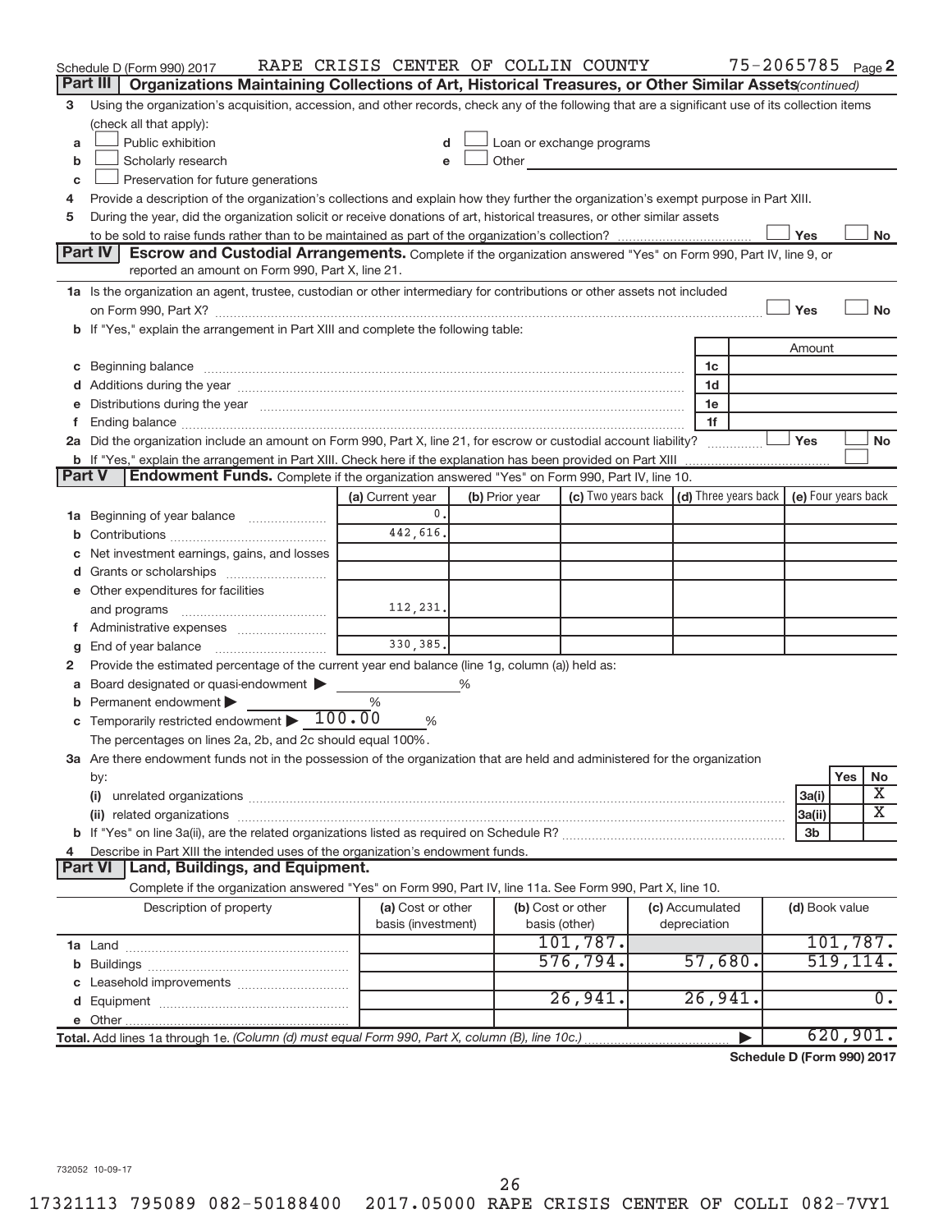Schedule D (Form 990) 2017 RAPE CRISIS CENTER OF COLLIN COUNTY 75-2065785 Page 2

## Part III Organizations Maintaining Collections of Art, Historical Treasures, or Other Similar Assets *(continued)*

3 Using the organization's acquisition, accession, and other records, check any of the following that are a significant use of its collection items (check all that apply):

- a ☐ Public exhibition
- b ☐ Scholarly research
- c ☐ Preservation for future generations
- d ☐ Loan or exchange programs
- e ☐ Other

4 Provide a description of the organization's collections and explain how they further the organization's exempt purpose in Part XIII.

5 During the year, did the organization solicit or receive donations of art, historical treasures, or other similar assets to be sold to raise funds rather than to be maintained as part of the organization's collection? ☐ Yes ☐ No

## Part IV Escrow and Custodial Arrangements.

Complete if the organization answered "Yes" on Form 990, Part IV, line 9, or reported an amount on Form 990, Part X, line 21.

1a Is the organization an agent, trustee, custodian or other intermediary for contributions or other assets not included on Form 990, Part X? ☐ Yes ☐ No

b If "Yes," explain the arrangement in Part XIII and complete the following table:

| | | Amount |
|---|---|---|
| c Beginning balance | 1c | |
| d Additions during the year | 1d | |
| e Distributions during the year | 1e | |
| f Ending balance | 1f | |

2a Did the organization include an amount on Form 990, Part X, line 21, for escrow or custodial account liability? ☐ Yes ☐ No

b If "Yes," explain the arrangement in Part XIII. Check here if the explanation has been provided on Part XIII ☐

## Part V Endowment Funds.

Complete if the organization answered "Yes" on Form 990, Part IV, line 10.

| | (a) Current year | (b) Prior year | (c) Two years back | (d) Three years back | (e) Four years back |
|---|---|---|---|---|---|
| 1a Beginning of year balance | 0. | | | | |
| b Contributions | 442,616. | | | | |
| c Net investment earnings, gains, and losses | | | | | |
| d Grants or scholarships | | | | | |
| e Other expenditures for facilities and programs | 112,231. | | | | |
| f Administrative expenses | | | | | |
| g End of year balance | 330,385. | | | | |

2 Provide the estimated percentage of the current year end balance (line 1g, column (a)) held as:

a Board designated or quasi-endowment ▶ _____ %

b Permanent endowment ▶ _____ %

c Temporarily restricted endowment ▶ 100.00 %

The percentages on lines 2a, 2b, and 2c should equal 100%.

3a Are there endowment funds not in the possession of the organization that are held and administered for the organization by:

| | | Yes | No |
|---|---|---|---|
| (i) unrelated organizations | 3a(i) | | X |
| (ii) related organizations | 3a(ii) | | X |
| b If "Yes" on line 3a(ii), are the related organizations listed as required on Schedule R? | 3b | | |

4 Describe in Part XIII the intended uses of the organization's endowment funds.

## Part VI Land, Buildings, and Equipment.

Complete if the organization answered "Yes" on Form 990, Part IV, line 11a. See Form 990, Part X, line 10.

| Description of property | (a) Cost or other basis (investment) | (b) Cost or other basis (other) | (c) Accumulated depreciation | (d) Book value |
|---|---|---|---|---|
| 1a Land | | 101,787. | | 101,787. |
| b Buildings | | 576,794. | 57,680. | 519,114. |
| c Leasehold improvements | | | | |
| d Equipment | | 26,941. | 26,941. | 0. |
| e Other | | | | |
| **Total.** Add lines 1a through 1e. *(Column (d) must equal Form 990, Part X, column (B), line 10c.)* | | | ▶ | 620,901. |

**Schedule D (Form 990) 2017**

732052 10-09-17

17321113 795089 082-50188400 2017.05000 RAPE CRISIS CENTER OF COLLI 082-7VY1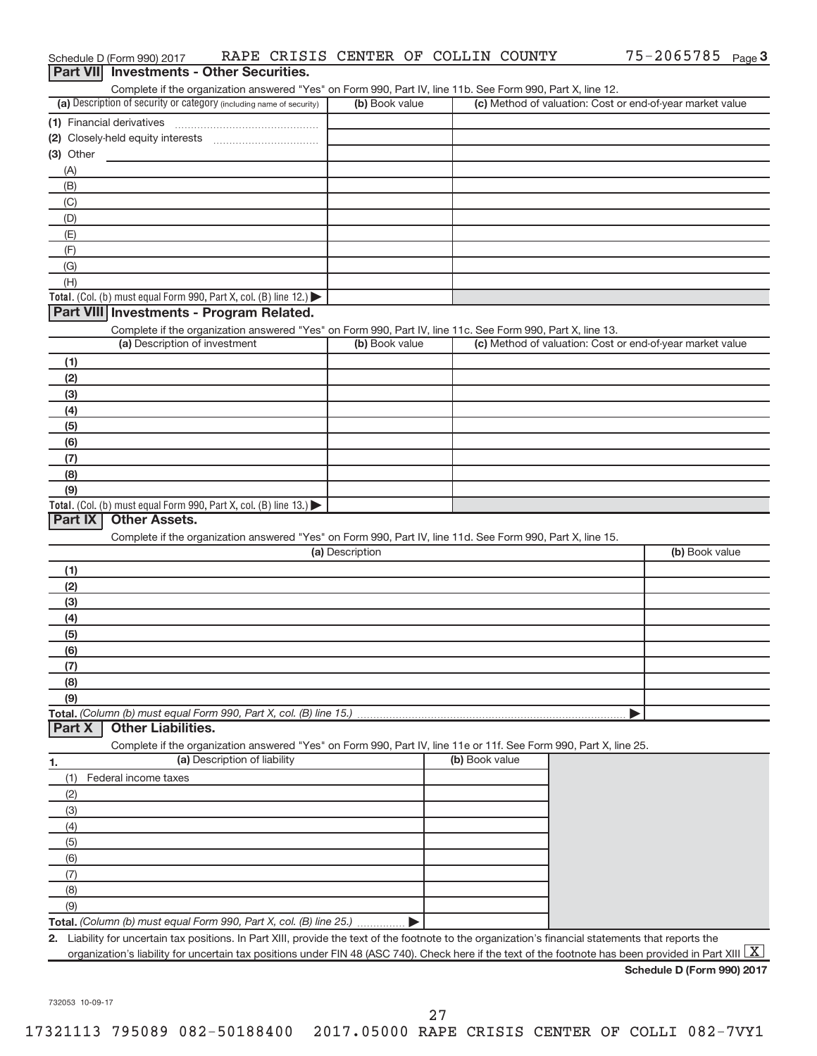Schedule D (Form 990) 2017 RAPE CRISIS CENTER OF COLLIN COUNTY 75-2065785 Page 3

## Part VII Investments - Other Securities.

Complete if the organization answered "Yes" on Form 990, Part IV, line 11b. See Form 990, Part X, line 12.

| (a) Description of security or category (including name of security) | (b) Book value | (c) Method of valuation: Cost or end-of-year market value |
|---|---|---|
| (1) Financial derivatives | | |
| (2) Closely-held equity interests | | |
| (3) Other | | |
| (A) | | |
| (B) | | |
| (C) | | |
| (D) | | |
| (E) | | |
| (F) | | |
| (G) | | |
| (H) | | |
| **Total.** (Col. (b) must equal Form 990, Part X, col. (B) line 12.) ▶ | | |

## Part VIII Investments - Program Related.

Complete if the organization answered "Yes" on Form 990, Part IV, line 11c. See Form 990, Part X, line 13.

| (a) Description of investment | (b) Book value | (c) Method of valuation: Cost or end-of-year market value |
|---|---|---|
| (1) | | |
| (2) | | |
| (3) | | |
| (4) | | |
| (5) | | |
| (6) | | |
| (7) | | |
| (8) | | |
| (9) | | |
| **Total.** (Col. (b) must equal Form 990, Part X, col. (B) line 13.) ▶ | | |

## Part IX Other Assets.

Complete if the organization answered "Yes" on Form 990, Part IV, line 11d. See Form 990, Part X, line 15.

| (a) Description | (b) Book value |
|---|---|
| (1) | |
| (2) | |
| (3) | |
| (4) | |
| (5) | |
| (6) | |
| (7) | |
| (8) | |
| (9) | |
| **Total.** *(Column (b) must equal Form 990, Part X, col. (B) line 15.)* ▶ | |

## Part X Other Liabilities.

Complete if the organization answered "Yes" on Form 990, Part IV, line 11e or 11f. See Form 990, Part X, line 25.

| 1. (a) Description of liability | (b) Book value |
|---|---|
| (1) Federal income taxes | |
| (2) | |
| (3) | |
| (4) | |
| (5) | |
| (6) | |
| (7) | |
| (8) | |
| (9) | |
| **Total.** *(Column (b) must equal Form 990, Part X, col. (B) line 25.)* ▶ | |

2. Liability for uncertain tax positions. In Part XIII, provide the text of the footnote to the organization's financial statements that reports the organization's liability for uncertain tax positions under FIN 48 (ASC 740). Check here if the text of the footnote has been provided in Part XIII [X]

**Schedule D (Form 990) 2017**

732053 10-09-17

17321113 795089 082-50188400 2017.05000 RAPE CRISIS CENTER OF COLLI 082-7VY1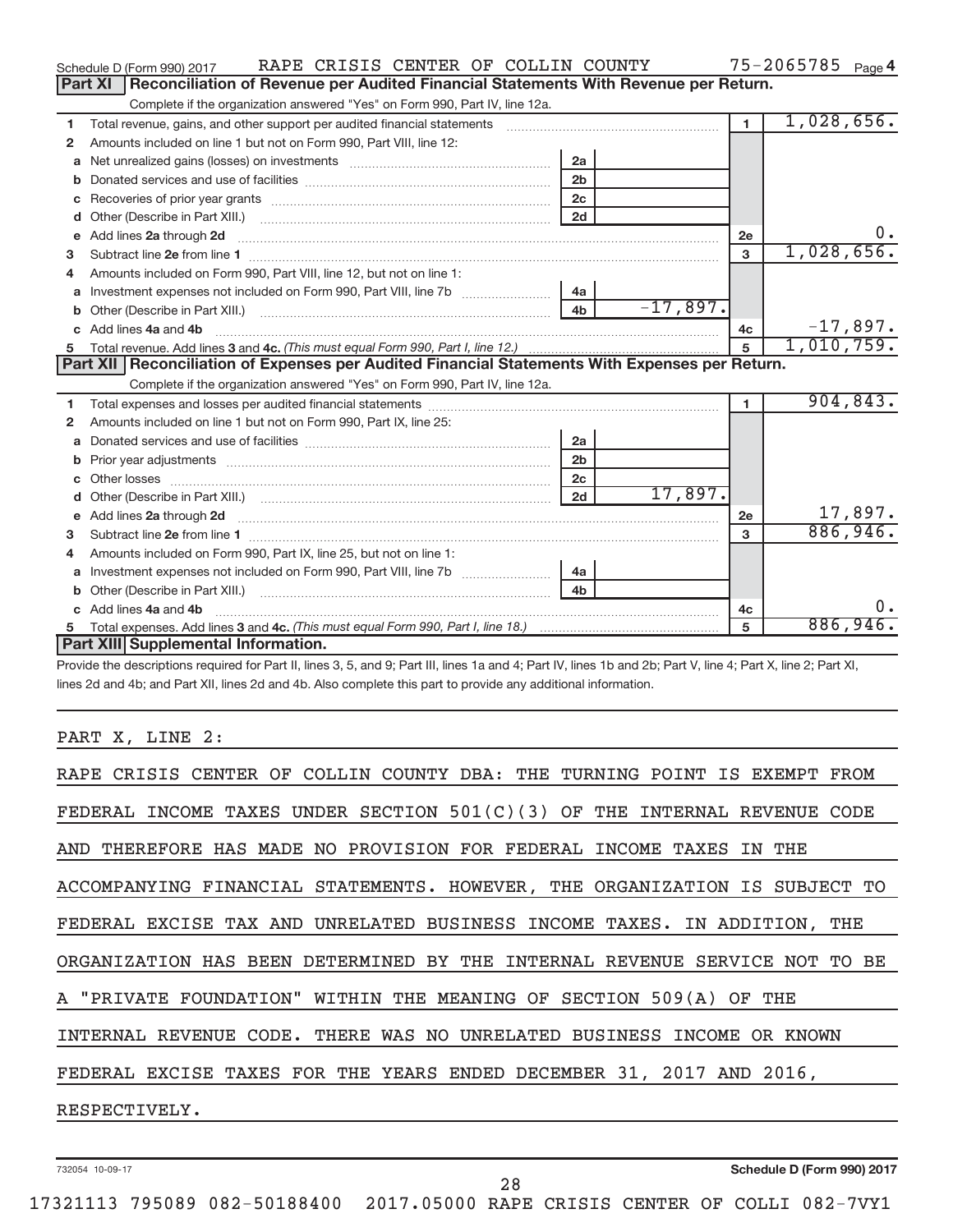Schedule D (Form 990) 2017 RAPE CRISIS CENTER OF COLLIN COUNTY 75-2065785 Page 4

## Part XI Reconciliation of Revenue per Audited Financial Statements With Revenue per Return.

Complete if the organization answered "Yes" on Form 990, Part IV, line 12a.

| | | | | | |
|---|---|---|---|---|---|
| 1 | Total revenue, gains, and other support per audited financial statements | | | 1 | 1,028,656. |
| 2 | Amounts included on line 1 but not on Form 990, Part VIII, line 12: | | | | |
| a | Net unrealized gains (losses) on investments | 2a | | | |
| b | Donated services and use of facilities | 2b | | | |
| c | Recoveries of prior year grants | 2c | | | |
| d | Other (Describe in Part XIII.) | 2d | | | |
| e | Add lines 2a through 2d | | | 2e | 0. |
| 3 | Subtract line 2e from line 1 | | | 3 | 1,028,656. |
| 4 | Amounts included on Form 990, Part VIII, line 12, but not on line 1: | | | | |
| a | Investment expenses not included on Form 990, Part VIII, line 7b | 4a | | | |
| b | Other (Describe in Part XIII.) | 4b | -17,897. | | |
| c | Add lines 4a and 4b | | | 4c | -17,897. |
| 5 | Total revenue. Add lines 3 and 4c. *(This must equal Form 990, Part I, line 12.)* | | | 5 | 1,010,759. |

## Part XII Reconciliation of Expenses per Audited Financial Statements With Expenses per Return.

Complete if the organization answered "Yes" on Form 990, Part IV, line 12a.

| | | | | | |
|---|---|---|---|---|---|
| 1 | Total expenses and losses per audited financial statements | | | 1 | 904,843. |
| 2 | Amounts included on line 1 but not on Form 990, Part IX, line 25: | | | | |
| a | Donated services and use of facilities | 2a | | | |
| b | Prior year adjustments | 2b | | | |
| c | Other losses | 2c | | | |
| d | Other (Describe in Part XIII.) | 2d | 17,897. | | |
| e | Add lines 2a through 2d | | | 2e | 17,897. |
| 3 | Subtract line 2e from line 1 | | | 3 | 886,946. |
| 4 | Amounts included on Form 990, Part IX, line 25, but not on line 1: | | | | |
| a | Investment expenses not included on Form 990, Part VIII, line 7b | 4a | | | |
| b | Other (Describe in Part XIII.) | 4b | | | |
| c | Add lines 4a and 4b | | | 4c | 0. |
| 5 | Total expenses. Add lines 3 and 4c. *(This must equal Form 990, Part I, line 18.)* | | | 5 | 886,946. |

## Part XIII Supplemental Information.

Provide the descriptions required for Part II, lines 3, 5, and 9; Part III, lines 1a and 4; Part IV, lines 1b and 2b; Part V, line 4; Part X, line 2; Part XI, lines 2d and 4b; and Part XII, lines 2d and 4b. Also complete this part to provide any additional information.

PART X, LINE 2:

RAPE CRISIS CENTER OF COLLIN COUNTY DBA: THE TURNING POINT IS EXEMPT FROM FEDERAL INCOME TAXES UNDER SECTION 501(C)(3) OF THE INTERNAL REVENUE CODE AND THEREFORE HAS MADE NO PROVISION FOR FEDERAL INCOME TAXES IN THE ACCOMPANYING FINANCIAL STATEMENTS. HOWEVER, THE ORGANIZATION IS SUBJECT TO FEDERAL EXCISE TAX AND UNRELATED BUSINESS INCOME TAXES. IN ADDITION, THE ORGANIZATION HAS BEEN DETERMINED BY THE INTERNAL REVENUE SERVICE NOT TO BE A "PRIVATE FOUNDATION" WITHIN THE MEANING OF SECTION 509(A) OF THE INTERNAL REVENUE CODE. THERE WAS NO UNRELATED BUSINESS INCOME OR KNOWN FEDERAL EXCISE TAXES FOR THE YEARS ENDED DECEMBER 31, 2017 AND 2016, RESPECTIVELY.

732054 10-09-17 Schedule D (Form 990) 2017

17321113 795089 082-50188400 2017.05000 RAPE CRISIS CENTER OF COLLI 082-7VY1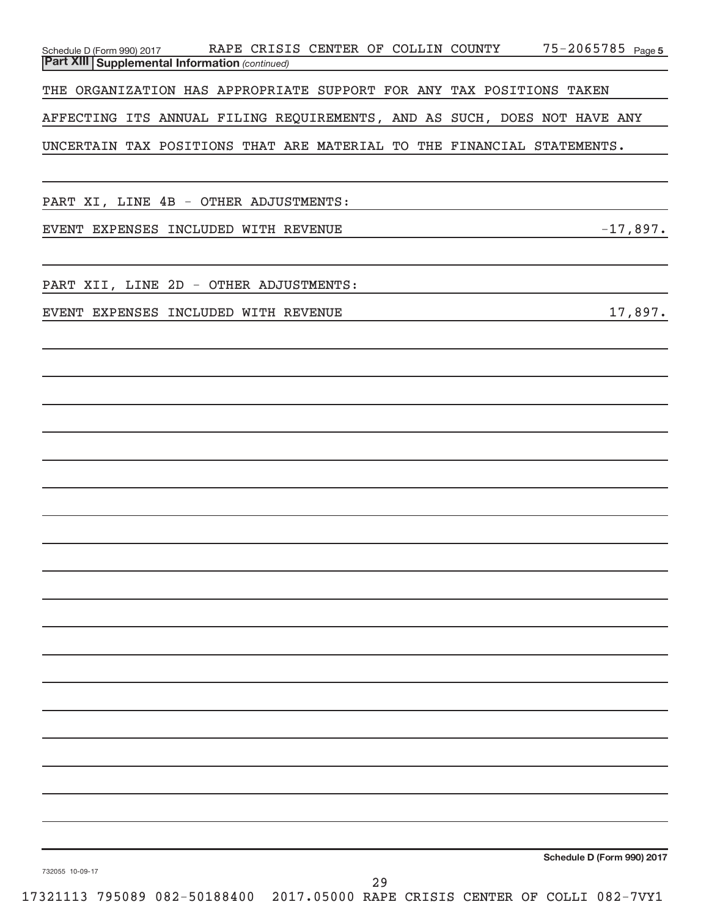Schedule D (Form 990) 2017 RAPE CRISIS CENTER OF COLLIN COUNTY 75-2065785 Page 5

**Part XIII Supplemental Information** *(continued)*

THE ORGANIZATION HAS APPROPRIATE SUPPORT FOR ANY TAX POSITIONS TAKEN AFFECTING ITS ANNUAL FILING REQUIREMENTS, AND AS SUCH, DOES NOT HAVE ANY UNCERTAIN TAX POSITIONS THAT ARE MATERIAL TO THE FINANCIAL STATEMENTS.

PART XI, LINE 4B - OTHER ADJUSTMENTS:

| | |
|---|---|
| EVENT EXPENSES INCLUDED WITH REVENUE | -17,897. |

PART XII, LINE 2D - OTHER ADJUSTMENTS:

| | |
|---|---|
| EVENT EXPENSES INCLUDED WITH REVENUE | 17,897. |

Schedule D (Form 990) 2017

732055 10-09-17

17321113 795089 082-50188400 2017.05000 RAPE CRISIS CENTER OF COLLI 082-7VY1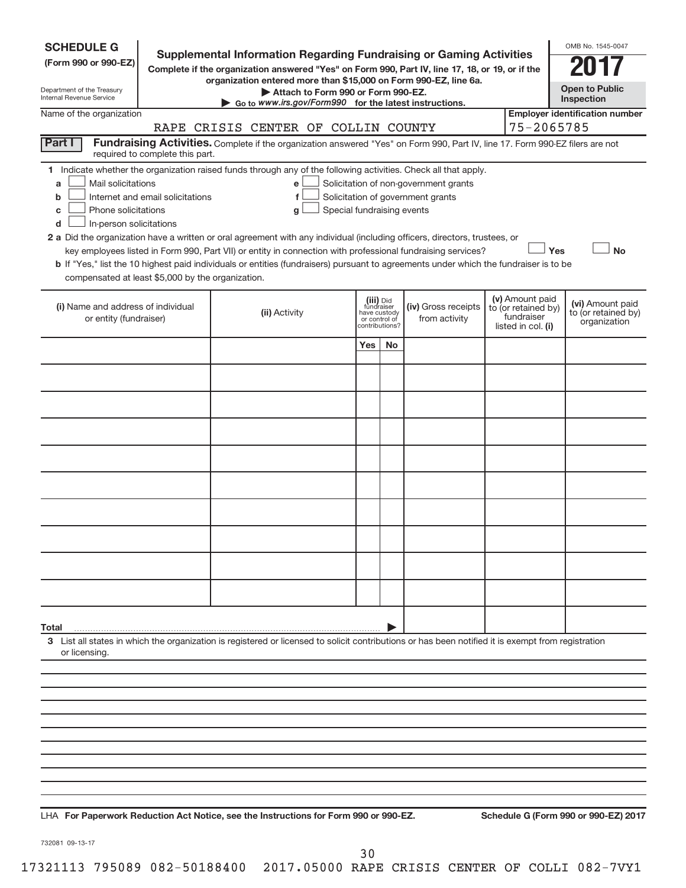**SCHEDULE G**
**(Form 990 or 990-EZ)**

Department of the Treasury
Internal Revenue Service

# Supplemental Information Regarding Fundraising or Gaming Activities

**Complete if the organization answered "Yes" on Form 990, Part IV, line 17, 18, or 19, or if the organization entered more than $15,000 on Form 990-EZ, line 6a.**

**▶ Attach to Form 990 or Form 990-EZ.**

**▶ Go to** ***www.irs.gov/Form990*** **for the latest instructions.**

OMB No. 1545-0047

**2017**

**Open to Public Inspection**

Name of the organization: RAPE CRISIS CENTER OF COLLIN COUNTY

**Employer identification number**: 75-2065785

**Part I** **Fundraising Activities.** Complete if the organization answered "Yes" on Form 990, Part IV, line 17. Form 990-EZ filers are not required to complete this part.

**1** Indicate whether the organization raised funds through any of the following activities. Check all that apply.

- **a** ☐ Mail solicitations
- **b** ☐ Internet and email solicitations
- **c** ☐ Phone solicitations
- **d** ☐ In-person solicitations
- **e** ☐ Solicitation of non-government grants
- **f** ☐ Solicitation of government grants
- **g** ☐ Special fundraising events

**2 a** Did the organization have a written or oral agreement with any individual (including officers, directors, trustees, or key employees listed in Form 990, Part VII) or entity in connection with professional fundraising services? ☐ **Yes** ☐ **No**

**b** If "Yes," list the 10 highest paid individuals or entities (fundraisers) pursuant to agreements under which the fundraiser is to be compensated at least $5,000 by the organization.

| **(i)** Name and address of individual or entity (fundraiser) | **(ii)** Activity | **(iii)** Did fundraiser have custody or control of contributions? | | **(iv)** Gross receipts from activity | **(v)** Amount paid to (or retained by) fundraiser listed in col. **(i)** | **(vi)** Amount paid to (or retained by) organization |
|---|---|---|---|---|---|---|
| | | Yes | No | | | |
| | | | | | | |
| | | | | | | |
| | | | | | | |
| | | | | | | |
| | | | | | | |
| | | | | | | |
| | | | | | | |
| | | | | | | |
| | | | | | | |
| | | | | | | |
| **Total** | | | | | | |

**3** List all states in which the organization is registered or licensed to solicit contributions or has been notified it is exempt from registration or licensing.

LHA **For Paperwork Reduction Act Notice, see the Instructions for Form 990 or 990-EZ.** **Schedule G (Form 990 or 990-EZ) 2017**

732081 09-13-17

17321113 795089 082-50188400 2017.05000 RAPE CRISIS CENTER OF COLLI 082-7VY1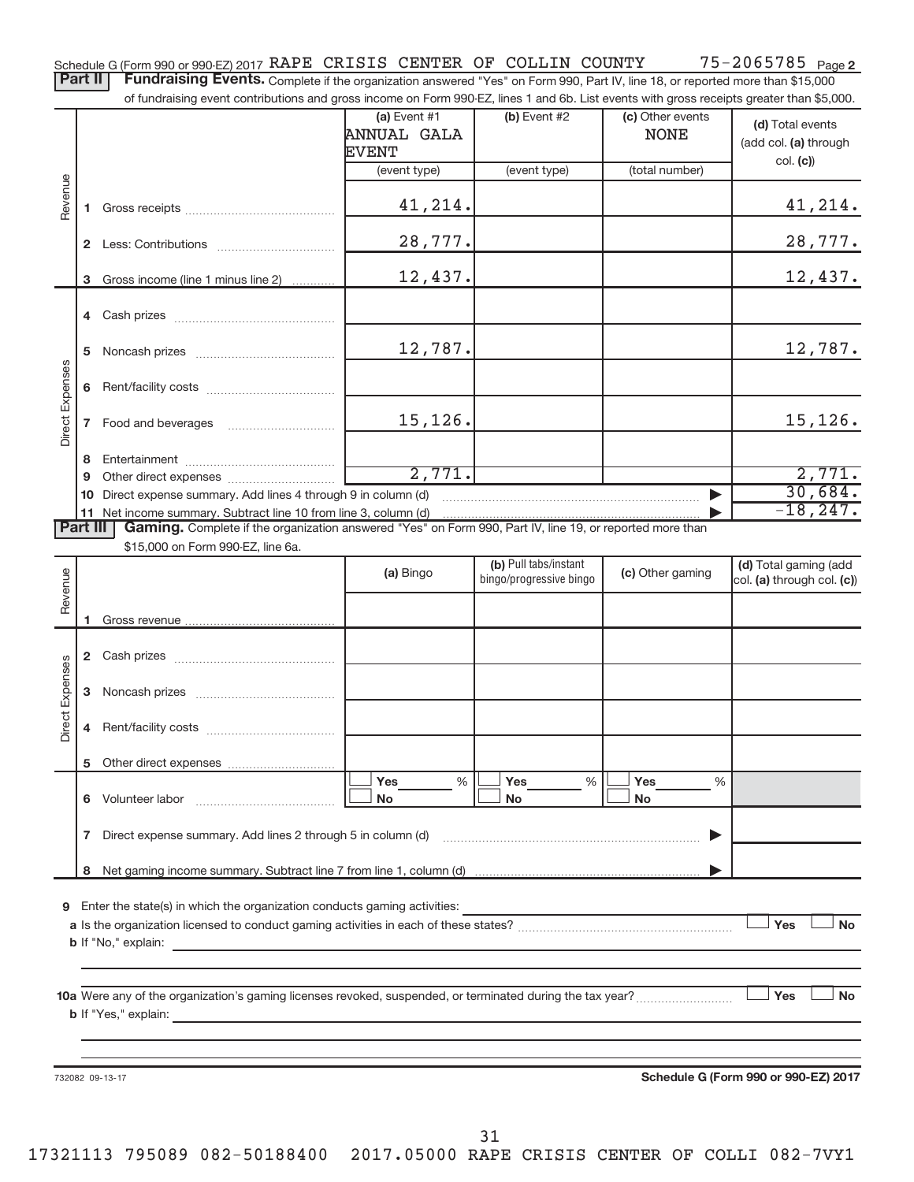Schedule G (Form 990 or 990-EZ) 2017 RAPE CRISIS CENTER OF COLLIN COUNTY 75-2065785 Page 2

**Part II** **Fundraising Events.** Complete if the organization answered "Yes" on Form 990, Part IV, line 18, or reported more than $15,000 of fundraising event contributions and gross income on Form 990-EZ, lines 1 and 6b. List events with gross receipts greater than $5,000.

| | | (a) Event #1 ANNUAL GALA EVENT (event type) | (b) Event #2 (event type) | (c) Other events NONE (total number) | (d) Total events (add col. (a) through col. (c)) |
|---|---|---|---|---|---|
| Revenue | 1 Gross receipts | 41,214. | | | 41,214. |
| | 2 Less: Contributions | 28,777. | | | 28,777. |
| | 3 Gross income (line 1 minus line 2) | 12,437. | | | 12,437. |
| Direct Expenses | 4 Cash prizes | | | | |
| | 5 Noncash prizes | 12,787. | | | 12,787. |
| | 6 Rent/facility costs | | | | |
| | 7 Food and beverages | 15,126. | | | 15,126. |
| | 8 Entertainment | | | | |
| | 9 Other direct expenses | 2,771. | | | 2,771. |
| | 10 Direct expense summary. Add lines 4 through 9 in column (d) | | | ▶ | 30,684. |
| | 11 Net income summary. Subtract line 10 from line 3, column (d) | | | ▶ | -18,247. |

**Part III** **Gaming.** Complete if the organization answered "Yes" on Form 990, Part IV, line 19, or reported more than $15,000 on Form 990-EZ, line 6a.

| | | (a) Bingo | (b) Pull tabs/instant bingo/progressive bingo | (c) Other gaming | (d) Total gaming (add col. (a) through col. (c)) |
|---|---|---|---|---|---|
| Revenue | 1 Gross revenue | | | | |
| Direct Expenses | 2 Cash prizes | | | | |
| | 3 Noncash prizes | | | | |
| | 4 Rent/facility costs | | | | |
| | 5 Other direct expenses | | | | |
| | 6 Volunteer labor | ☐ Yes ___ % ☐ No | ☐ Yes ___ % ☐ No | ☐ Yes ___ % ☐ No | |
| | 7 Direct expense summary. Add lines 2 through 5 in column (d) | | | ▶ | |
| | 8 Net gaming income summary. Subtract line 7 from line 1, column (d) | | | ▶ | |

9 Enter the state(s) in which the organization conducts gaming activities: ____________

a Is the organization licensed to conduct gaming activities in each of these states? ☐ Yes ☐ No

b If "No," explain: ____________

10a Were any of the organization's gaming licenses revoked, suspended, or terminated during the tax year? ☐ Yes ☐ No

b If "Yes," explain: ____________

732082 09-13-17 **Schedule G (Form 990 or 990-EZ) 2017**

17321113 795089 082-50188400 2017.05000 RAPE CRISIS CENTER OF COLLI 082-7VY1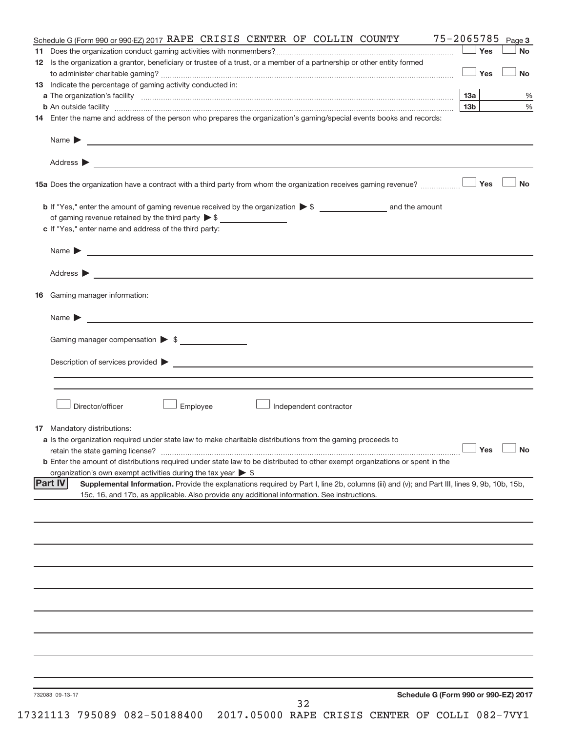Schedule G (Form 990 or 990-EZ) 2017 RAPE CRISIS CENTER OF COLLIN COUNTY 75-2065785 Page 3

**11** Does the organization conduct gaming activities with nonmembers? ☐ Yes ☐ No

**12** Is the organization a grantor, beneficiary or trustee of a trust, or a member of a partnership or other entity formed to administer charitable gaming? ☐ Yes ☐ No

**13** Indicate the percentage of gaming activity conducted in:

**a** The organization's facility **13a** %

**b** An outside facility **13b** %

**14** Enter the name and address of the person who prepares the organization's gaming/special events books and records:

Name ▶

Address ▶

**15a** Does the organization have a contract with a third party from whom the organization receives gaming revenue? ☐ Yes ☐ No

**b** If "Yes," enter the amount of gaming revenue received by the organization ▶ $ ______ and the amount of gaming revenue retained by the third party ▶ $ ______

**c** If "Yes," enter name and address of the third party:

Name ▶

Address ▶

**16** Gaming manager information:

Name ▶

Gaming manager compensation ▶ $

Description of services provided ▶

☐ Director/officer ☐ Employee ☐ Independent contractor

**17** Mandatory distributions:

**a** Is the organization required under state law to make charitable distributions from the gaming proceeds to retain the state gaming license? ☐ Yes ☐ No

**b** Enter the amount of distributions required under state law to be distributed to other exempt organizations or spent in the organization's own exempt activities during the tax year ▶ $

**Part IV** **Supplemental Information.** Provide the explanations required by Part I, line 2b, columns (iii) and (v); and Part III, lines 9, 9b, 10b, 15b, 15c, 16, and 17b, as applicable. Also provide any additional information. See instructions.

732083 09-13-17 **Schedule G (Form 990 or 990-EZ) 2017**

17321113 795089 082-50188400 2017.05000 RAPE CRISIS CENTER OF COLLI 082-7VY1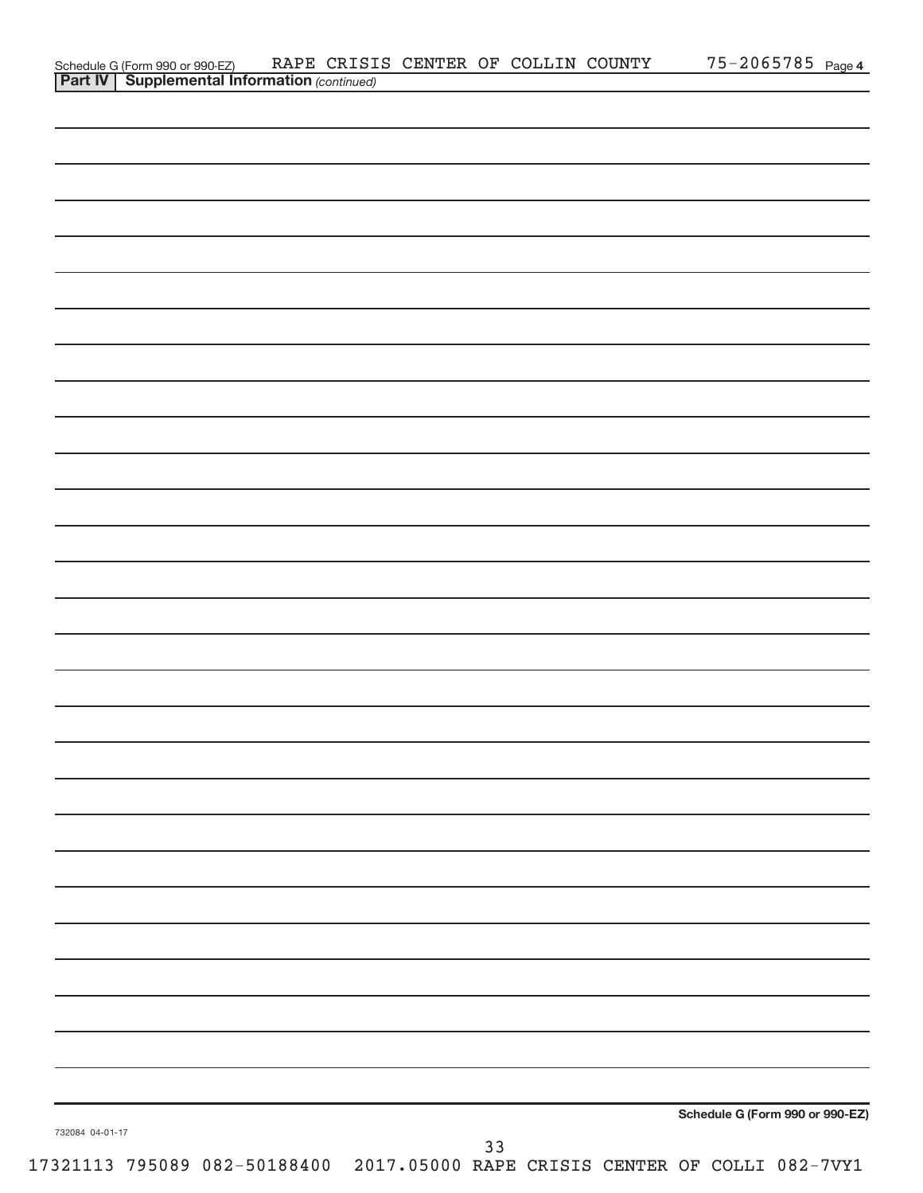Schedule G (Form 990 or 990-EZ) RAPE CRISIS CENTER OF COLLIN COUNTY 75-2065785 Page 4

**Part IV | Supplemental Information** *(continued)*

**Schedule G (Form 990 or 990-EZ)**

732084 04-01-17

17321113 795089 082-50188400 2017.05000 RAPE CRISIS CENTER OF COLLI 082-7VY1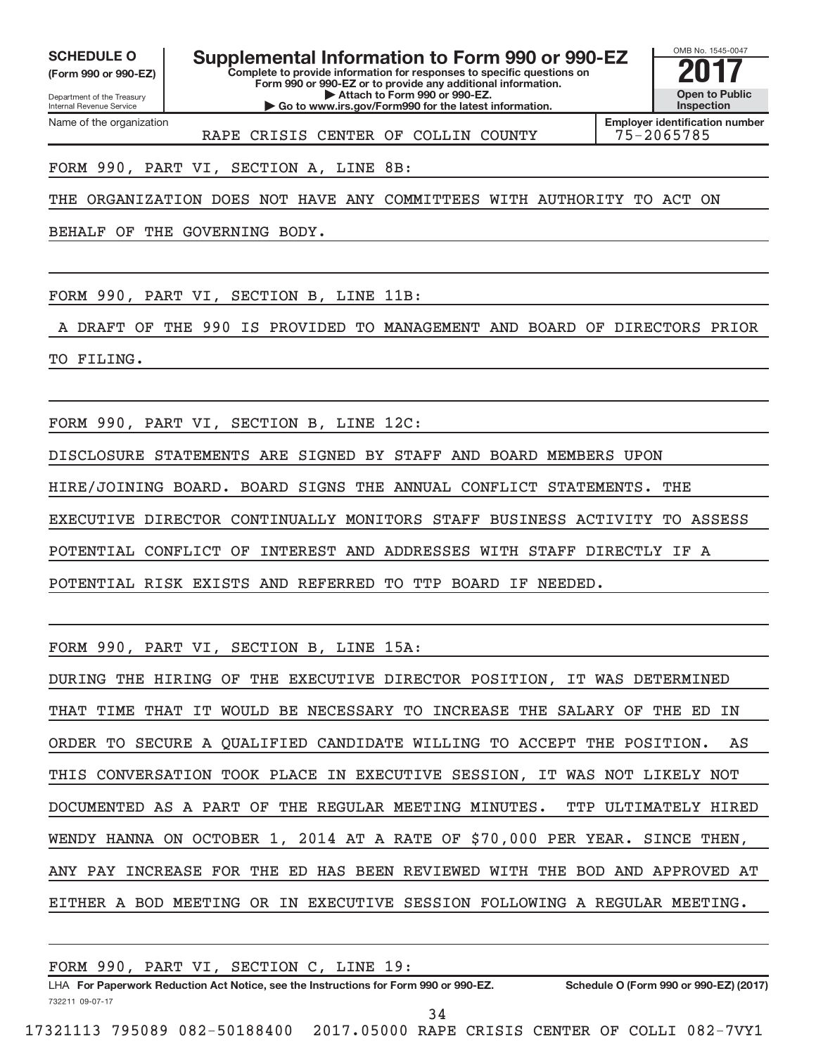**SCHEDULE O**
**(Form 990 or 990-EZ)**

Department of the Treasury
Internal Revenue Service

# Supplemental Information to Form 990 or 990-EZ

**Complete to provide information for responses to specific questions on Form 990 or 990-EZ or to provide any additional information.**
**▶ Attach to Form 990 or 990-EZ.**
**▶ Go to www.irs.gov/Form990 for the latest information.**

OMB No. 1545-0047
**2017**
**Open to Public Inspection**

Name of the organization: RAPE CRISIS CENTER OF COLLIN COUNTY
**Employer identification number:** 75-2065785

FORM 990, PART VI, SECTION A, LINE 8B:

THE ORGANIZATION DOES NOT HAVE ANY COMMITTEES WITH AUTHORITY TO ACT ON BEHALF OF THE GOVERNING BODY.

FORM 990, PART VI, SECTION B, LINE 11B:

A DRAFT OF THE 990 IS PROVIDED TO MANAGEMENT AND BOARD OF DIRECTORS PRIOR TO FILING.

FORM 990, PART VI, SECTION B, LINE 12C:

DISCLOSURE STATEMENTS ARE SIGNED BY STAFF AND BOARD MEMBERS UPON HIRE/JOINING BOARD. BOARD SIGNS THE ANNUAL CONFLICT STATEMENTS. THE EXECUTIVE DIRECTOR CONTINUALLY MONITORS STAFF BUSINESS ACTIVITY TO ASSESS POTENTIAL CONFLICT OF INTEREST AND ADDRESSES WITH STAFF DIRECTLY IF A POTENTIAL RISK EXISTS AND REFERRED TO TTP BOARD IF NEEDED.

FORM 990, PART VI, SECTION B, LINE 15A:

DURING THE HIRING OF THE EXECUTIVE DIRECTOR POSITION, IT WAS DETERMINED THAT TIME THAT IT WOULD BE NECESSARY TO INCREASE THE SALARY OF THE ED IN ORDER TO SECURE A QUALIFIED CANDIDATE WILLING TO ACCEPT THE POSITION. AS THIS CONVERSATION TOOK PLACE IN EXECUTIVE SESSION, IT WAS NOT LIKELY NOT DOCUMENTED AS A PART OF THE REGULAR MEETING MINUTES. TTP ULTIMATELY HIRED WENDY HANNA ON OCTOBER 1, 2014 AT A RATE OF $70,000 PER YEAR. SINCE THEN, ANY PAY INCREASE FOR THE ED HAS BEEN REVIEWED WITH THE BOD AND APPROVED AT EITHER A BOD MEETING OR IN EXECUTIVE SESSION FOLLOWING A REGULAR MEETING.

FORM 990, PART VI, SECTION C, LINE 19:

LHA **For Paperwork Reduction Act Notice, see the Instructions for Form 990 or 990-EZ.** **Schedule O (Form 990 or 990-EZ) (2017)**
732211 09-07-17

17321113 795089 082-50188400 2017.05000 RAPE CRISIS CENTER OF COLLI 082-7VY1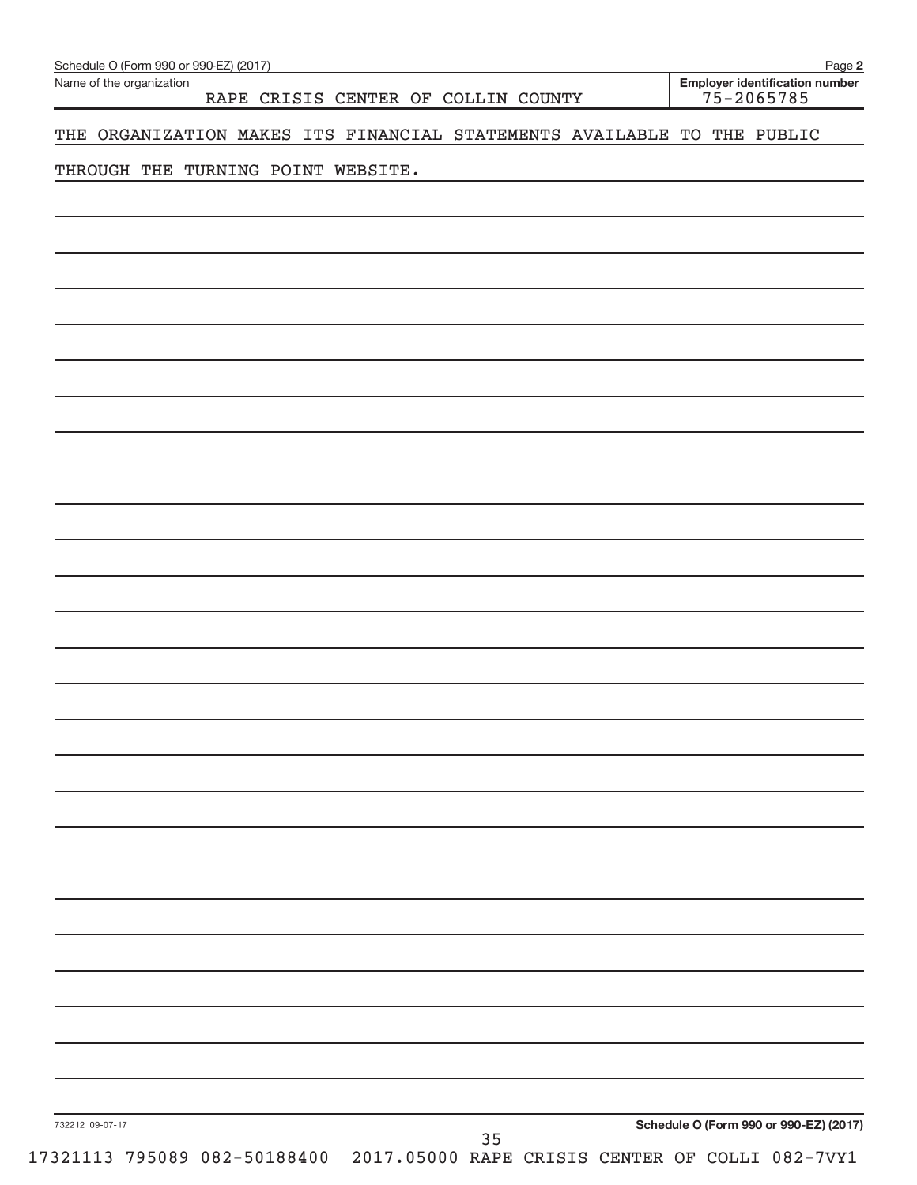Name of the organization: RAPE CRISIS CENTER OF COLLIN COUNTY

Employer identification number: 75-2065785

THE ORGANIZATION MAKES ITS FINANCIAL STATEMENTS AVAILABLE TO THE PUBLIC THROUGH THE TURNING POINT WEBSITE.